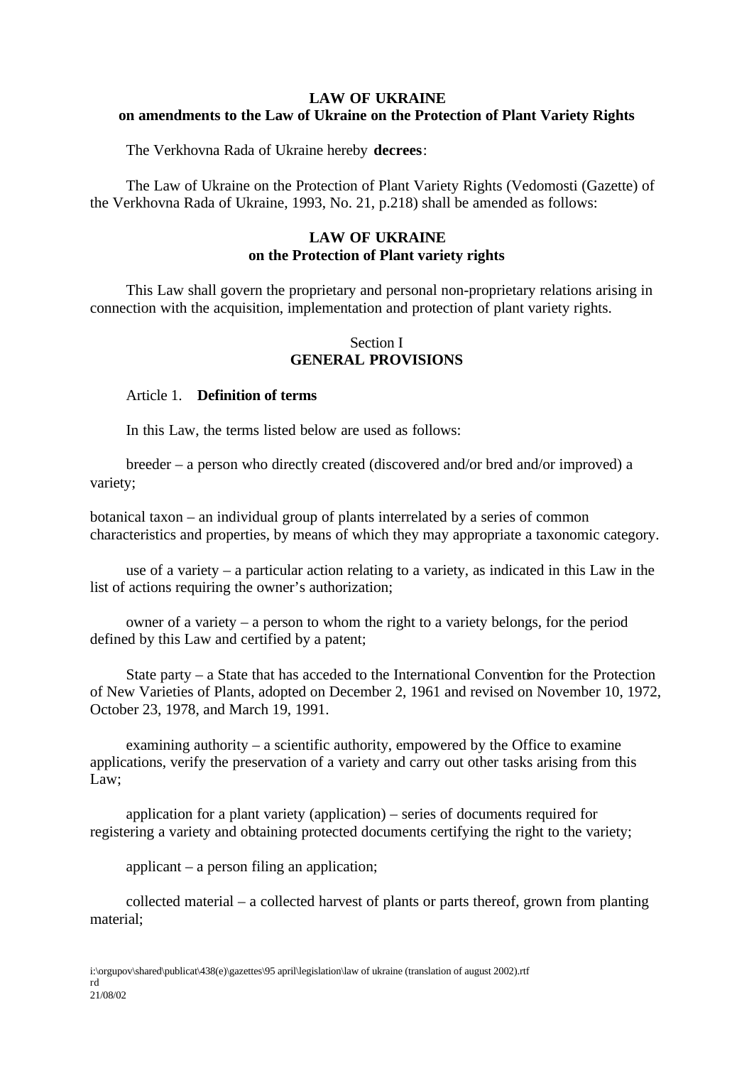**LAW OF UKRAINE**
**on amendments to the Law of Ukraine on the Protection of Plant Variety Rights**

The Verkhovna Rada of Ukraine hereby **decrees**:

The Law of Ukraine on the Protection of Plant Variety Rights (Vedomosti (Gazette) of the Verkhovna Rada of Ukraine, 1993, No. 21, p.218) shall be amended as follows:

# LAW OF UKRAINE
## on the Protection of Plant variety rights

This Law shall govern the proprietary and personal non-proprietary relations arising in connection with the acquisition, implementation and protection of plant variety rights.

## Section I
## GENERAL PROVISIONS

### Article 1. **Definition of terms**

In this Law, the terms listed below are used as follows:

breeder – a person who directly created (discovered and/or bred and/or improved) a variety;

botanical taxon – an individual group of plants interrelated by a series of common characteristics and properties, by means of which they may appropriate a taxonomic category.

use of a variety – a particular action relating to a variety, as indicated in this Law in the list of actions requiring the owner's authorization;

owner of a variety – a person to whom the right to a variety belongs, for the period defined by this Law and certified by a patent;

State party – a State that has acceded to the International Convention for the Protection of New Varieties of Plants, adopted on December 2, 1961 and revised on November 10, 1972, October 23, 1978, and March 19, 1991.

examining authority – a scientific authority, empowered by the Office to examine applications, verify the preservation of a variety and carry out other tasks arising from this Law;

application for a plant variety (application) – series of documents required for registering a variety and obtaining protected documents certifying the right to the variety;

applicant – a person filing an application;

collected material – a collected harvest of plants or parts thereof, grown from planting material;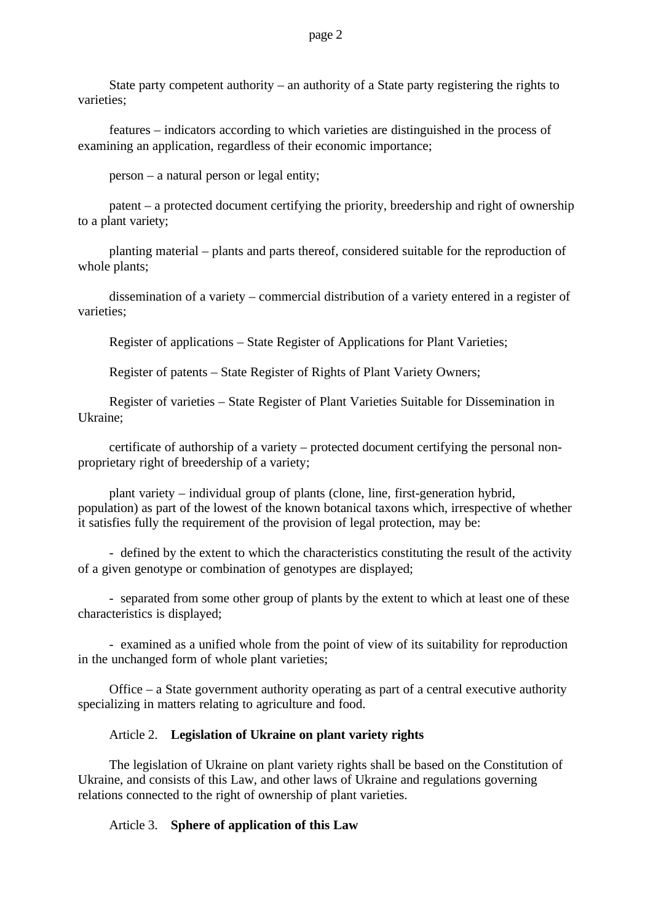State party competent authority – an authority of a State party registering the rights to varieties;

features – indicators according to which varieties are distinguished in the process of examining an application, regardless of their economic importance;

person – a natural person or legal entity;

patent – a protected document certifying the priority, breedership and right of ownership to a plant variety;

planting material – plants and parts thereof, considered suitable for the reproduction of whole plants;

dissemination of a variety – commercial distribution of a variety entered in a register of varieties;

Register of applications – State Register of Applications for Plant Varieties;

Register of patents – State Register of Rights of Plant Variety Owners;

Register of varieties – State Register of Plant Varieties Suitable for Dissemination in Ukraine;

certificate of authorship of a variety – protected document certifying the personal non-proprietary right of breedership of a variety;

plant variety – individual group of plants (clone, line, first-generation hybrid, population) as part of the lowest of the known botanical taxons which, irrespective of whether it satisfies fully the requirement of the provision of legal protection, may be:

- defined by the extent to which the characteristics constituting the result of the activity of a given genotype or combination of genotypes are displayed;

- separated from some other group of plants by the extent to which at least one of these characteristics is displayed;

- examined as a unified whole from the point of view of its suitability for reproduction in the unchanged form of whole plant varieties;

Office – a State government authority operating as part of a central executive authority specializing in matters relating to agriculture and food.

Article 2. **Legislation of Ukraine on plant variety rights**

The legislation of Ukraine on plant variety rights shall be based on the Constitution of Ukraine, and consists of this Law, and other laws of Ukraine and regulations governing relations connected to the right of ownership of plant varieties.

Article 3. **Sphere of application of this Law**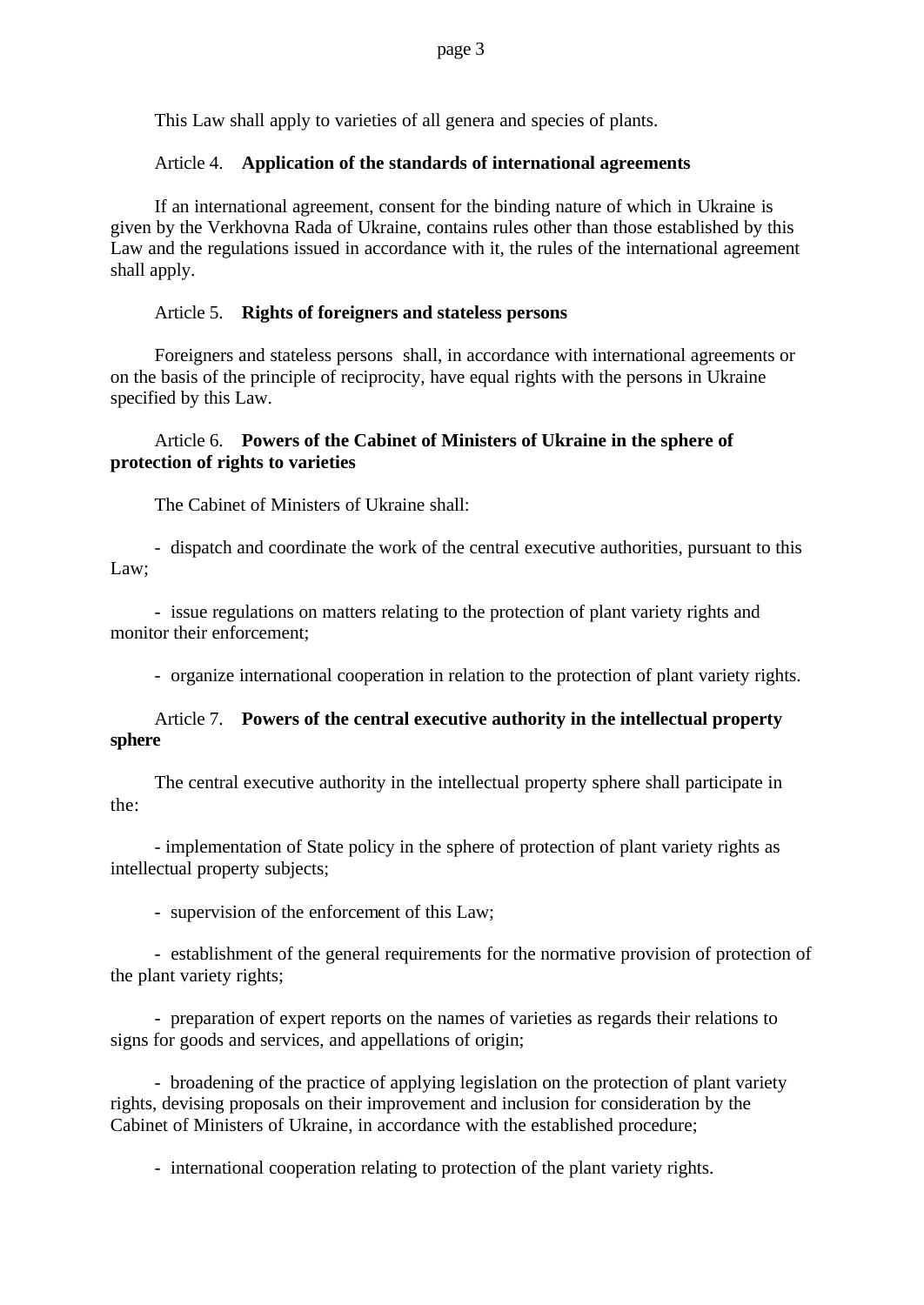This Law shall apply to varieties of all genera and species of plants.

Article 4. **Application of the standards of international agreements**

If an international agreement, consent for the binding nature of which in Ukraine is given by the Verkhovna Rada of Ukraine, contains rules other than those established by this Law and the regulations issued in accordance with it, the rules of the international agreement shall apply.

Article 5. **Rights of foreigners and stateless persons**

Foreigners and stateless persons shall, in accordance with international agreements or on the basis of the principle of reciprocity, have equal rights with the persons in Ukraine specified by this Law.

Article 6. **Powers of the Cabinet of Ministers of Ukraine in the sphere of protection of rights to varieties**

The Cabinet of Ministers of Ukraine shall:

- dispatch and coordinate the work of the central executive authorities, pursuant to this Law;

- issue regulations on matters relating to the protection of plant variety rights and monitor their enforcement;

- organize international cooperation in relation to the protection of plant variety rights.

Article 7. **Powers of the central executive authority in the intellectual property sphere**

The central executive authority in the intellectual property sphere shall participate in the:

- implementation of State policy in the sphere of protection of plant variety rights as intellectual property subjects;

- supervision of the enforcement of this Law;

- establishment of the general requirements for the normative provision of protection of the plant variety rights;

- preparation of expert reports on the names of varieties as regards their relations to signs for goods and services, and appellations of origin;

- broadening of the practice of applying legislation on the protection of plant variety rights, devising proposals on their improvement and inclusion for consideration by the Cabinet of Ministers of Ukraine, in accordance with the established procedure;

- international cooperation relating to protection of the plant variety rights.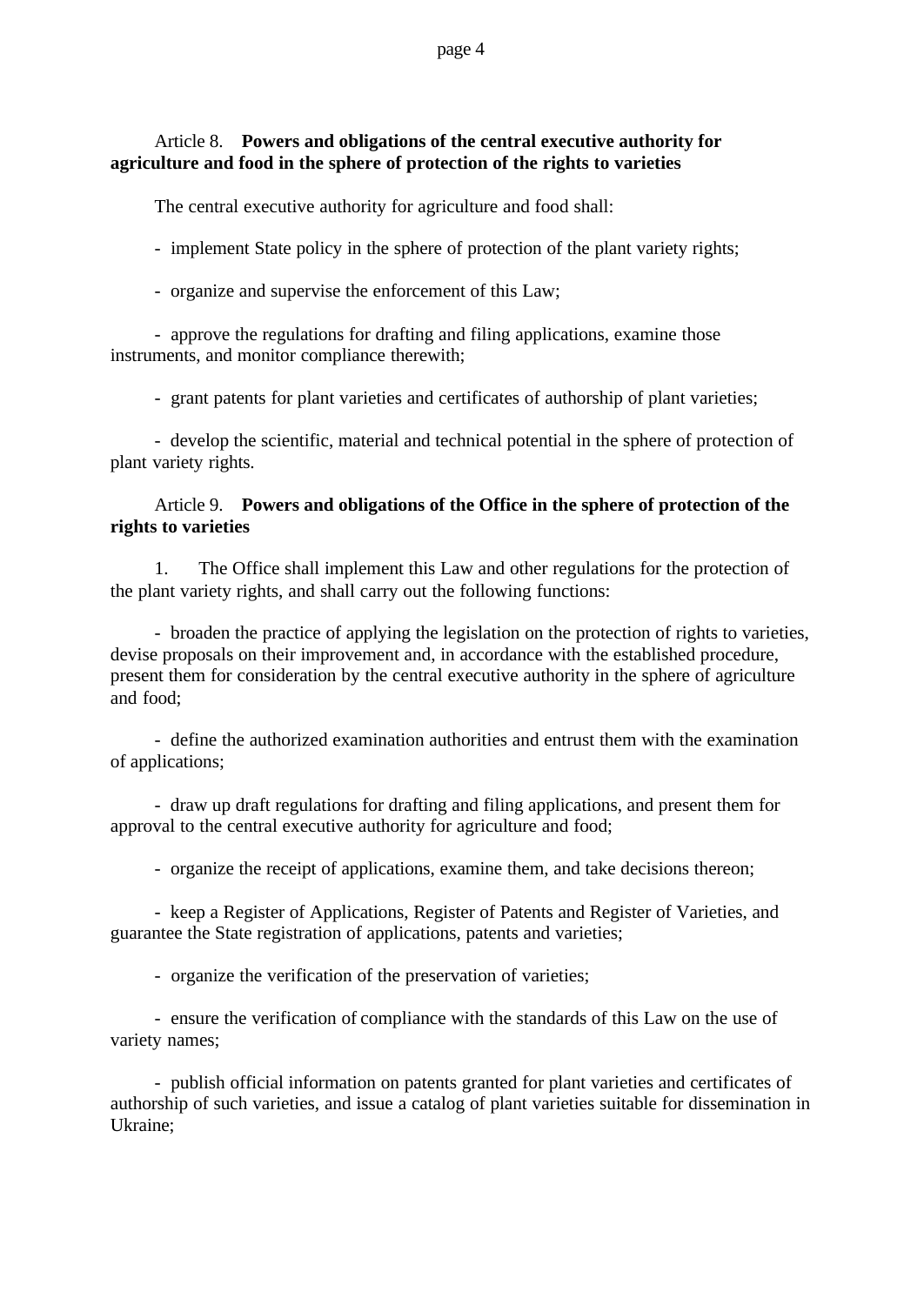Article 8. **Powers and obligations of the central executive authority for agriculture and food in the sphere of protection of the rights to varieties**

The central executive authority for agriculture and food shall:

- implement State policy in the sphere of protection of the plant variety rights;

- organize and supervise the enforcement of this Law;

- approve the regulations for drafting and filing applications, examine those instruments, and monitor compliance therewith;

- grant patents for plant varieties and certificates of authorship of plant varieties;

- develop the scientific, material and technical potential in the sphere of protection of plant variety rights.

Article 9. **Powers and obligations of the Office in the sphere of protection of the rights to varieties**

1. The Office shall implement this Law and other regulations for the protection of the plant variety rights, and shall carry out the following functions:

- broaden the practice of applying the legislation on the protection of rights to varieties, devise proposals on their improvement and, in accordance with the established procedure, present them for consideration by the central executive authority in the sphere of agriculture and food;

- define the authorized examination authorities and entrust them with the examination of applications;

- draw up draft regulations for drafting and filing applications, and present them for approval to the central executive authority for agriculture and food;

- organize the receipt of applications, examine them, and take decisions thereon;

- keep a Register of Applications, Register of Patents and Register of Varieties, and guarantee the State registration of applications, patents and varieties;

- organize the verification of the preservation of varieties;

- ensure the verification of compliance with the standards of this Law on the use of variety names;

- publish official information on patents granted for plant varieties and certificates of authorship of such varieties, and issue a catalog of plant varieties suitable for dissemination in Ukraine;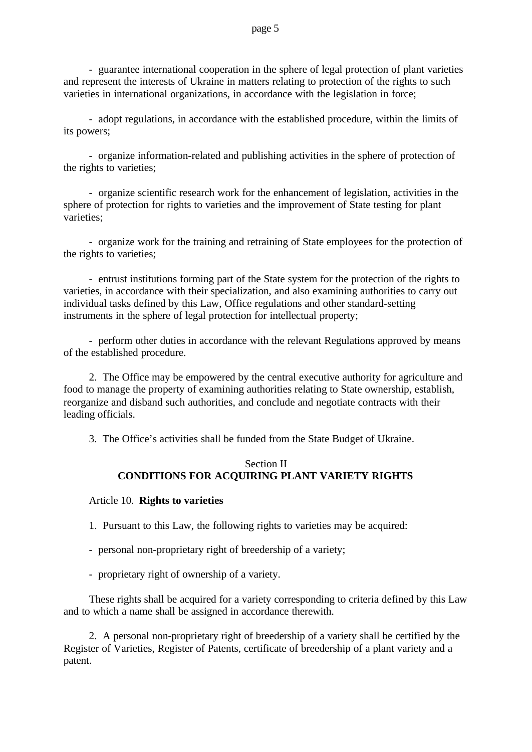- guarantee international cooperation in the sphere of legal protection of plant varieties and represent the interests of Ukraine in matters relating to protection of the rights to such varieties in international organizations, in accordance with the legislation in force;

- adopt regulations, in accordance with the established procedure, within the limits of its powers;

- organize information-related and publishing activities in the sphere of protection of the rights to varieties;

- organize scientific research work for the enhancement of legislation, activities in the sphere of protection for rights to varieties and the improvement of State testing for plant varieties;

- organize work for the training and retraining of State employees for the protection of the rights to varieties;

- entrust institutions forming part of the State system for the protection of the rights to varieties, in accordance with their specialization, and also examining authorities to carry out individual tasks defined by this Law, Office regulations and other standard-setting instruments in the sphere of legal protection for intellectual property;

- perform other duties in accordance with the relevant Regulations approved by means of the established procedure.

2. The Office may be empowered by the central executive authority for agriculture and food to manage the property of examining authorities relating to State ownership, establish, reorganize and disband such authorities, and conclude and negotiate contracts with their leading officials.

3. The Office's activities shall be funded from the State Budget of Ukraine.

## Section II
## CONDITIONS FOR ACQUIRING PLANT VARIETY RIGHTS

### Article 10. **Rights to varieties**

1. Pursuant to this Law, the following rights to varieties may be acquired:

- personal non-proprietary right of breedership of a variety;

- proprietary right of ownership of a variety.

These rights shall be acquired for a variety corresponding to criteria defined by this Law and to which a name shall be assigned in accordance therewith.

2. A personal non-proprietary right of breedership of a variety shall be certified by the Register of Varieties, Register of Patents, certificate of breedership of a plant variety and a patent.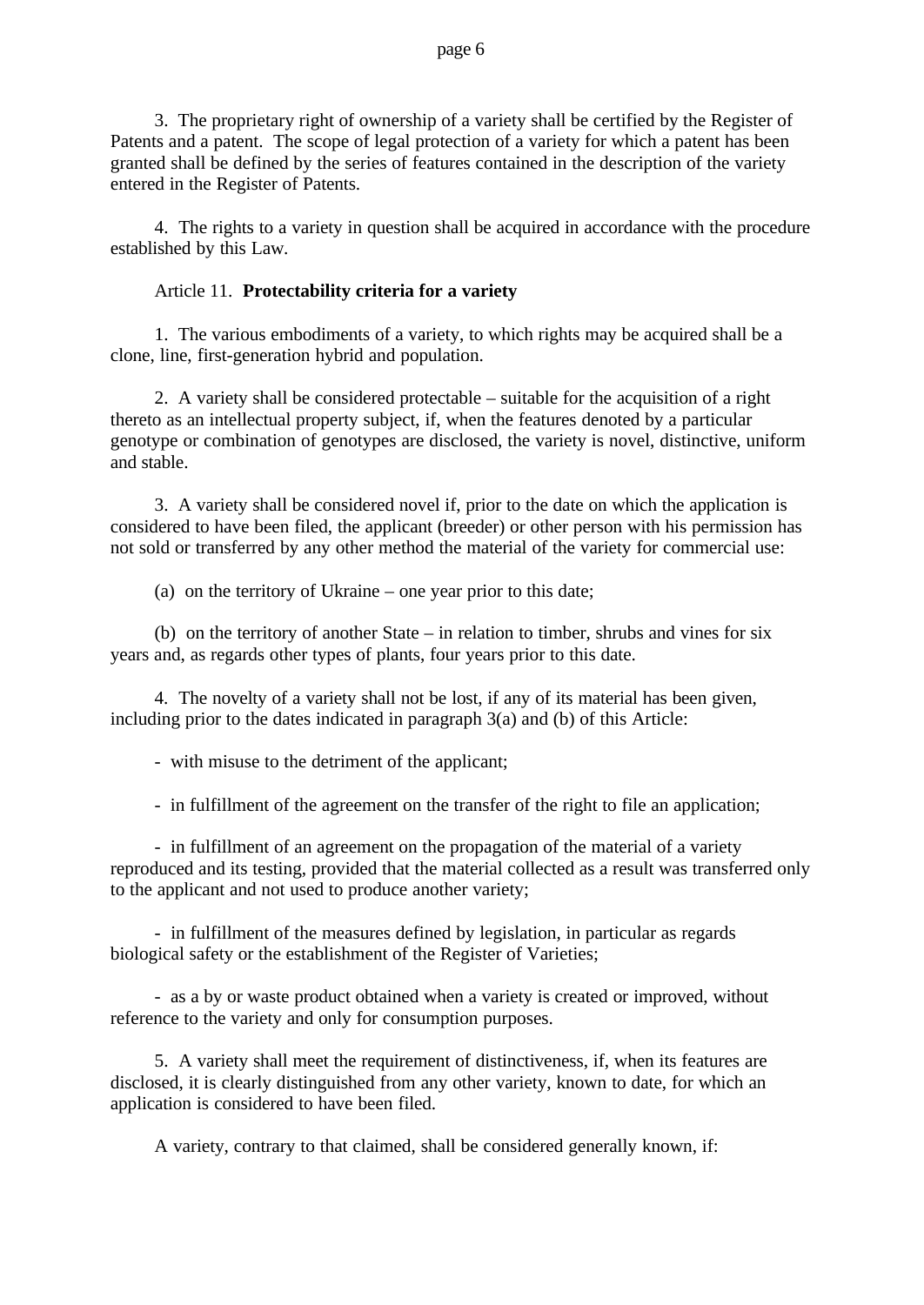3. The proprietary right of ownership of a variety shall be certified by the Register of Patents and a patent. The scope of legal protection of a variety for which a patent has been granted shall be defined by the series of features contained in the description of the variety entered in the Register of Patents.

4. The rights to a variety in question shall be acquired in accordance with the procedure established by this Law.

Article 11. **Protectability criteria for a variety**

1. The various embodiments of a variety, to which rights may be acquired shall be a clone, line, first-generation hybrid and population.

2. A variety shall be considered protectable – suitable for the acquisition of a right thereto as an intellectual property subject, if, when the features denoted by a particular genotype or combination of genotypes are disclosed, the variety is novel, distinctive, uniform and stable.

3. A variety shall be considered novel if, prior to the date on which the application is considered to have been filed, the applicant (breeder) or other person with his permission has not sold or transferred by any other method the material of the variety for commercial use:

(a) on the territory of Ukraine – one year prior to this date;

(b) on the territory of another State – in relation to timber, shrubs and vines for six years and, as regards other types of plants, four years prior to this date.

4. The novelty of a variety shall not be lost, if any of its material has been given, including prior to the dates indicated in paragraph 3(a) and (b) of this Article:

- with misuse to the detriment of the applicant;

- in fulfillment of the agreement on the transfer of the right to file an application;

- in fulfillment of an agreement on the propagation of the material of a variety reproduced and its testing, provided that the material collected as a result was transferred only to the applicant and not used to produce another variety;

- in fulfillment of the measures defined by legislation, in particular as regards biological safety or the establishment of the Register of Varieties;

- as a by or waste product obtained when a variety is created or improved, without reference to the variety and only for consumption purposes.

5. A variety shall meet the requirement of distinctiveness, if, when its features are disclosed, it is clearly distinguished from any other variety, known to date, for which an application is considered to have been filed.

A variety, contrary to that claimed, shall be considered generally known, if: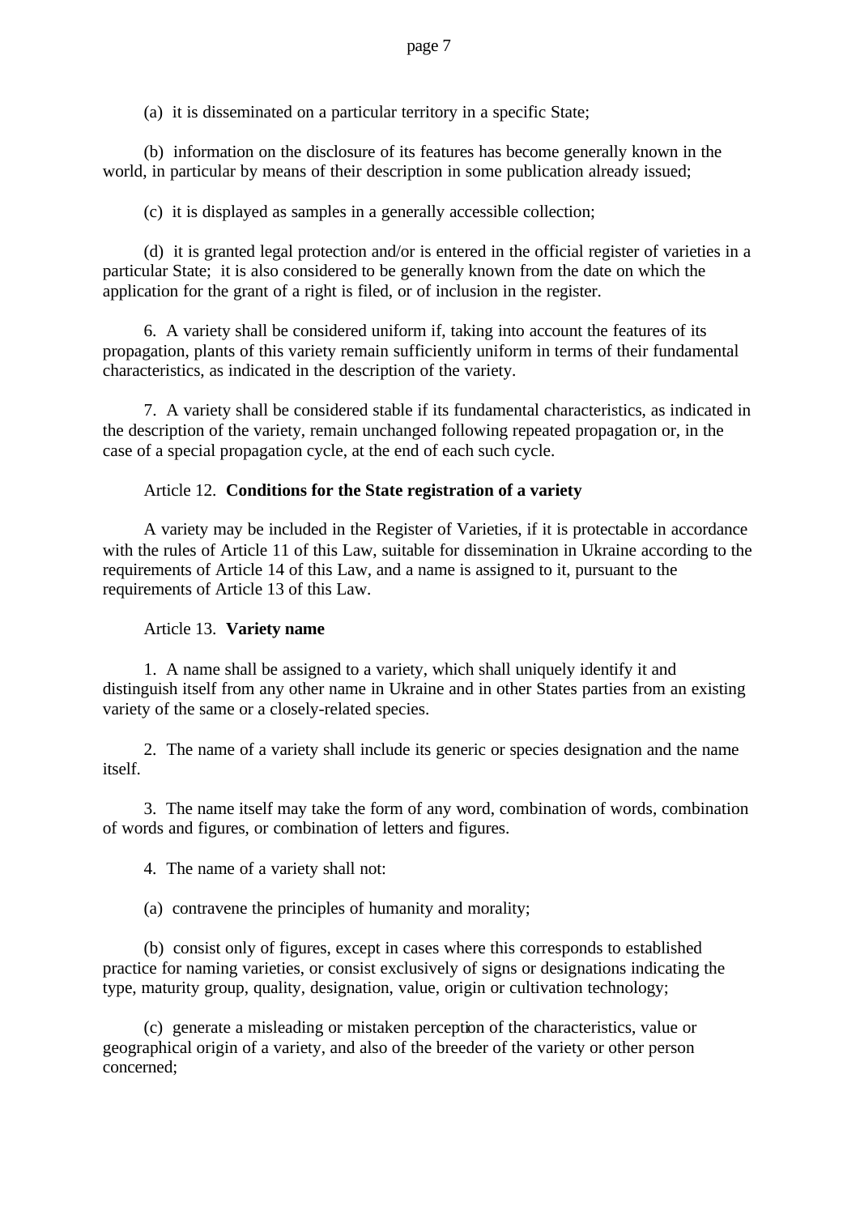(a) it is disseminated on a particular territory in a specific State;

(b) information on the disclosure of its features has become generally known in the world, in particular by means of their description in some publication already issued;

(c) it is displayed as samples in a generally accessible collection;

(d) it is granted legal protection and/or is entered in the official register of varieties in a particular State; it is also considered to be generally known from the date on which the application for the grant of a right is filed, or of inclusion in the register.

6. A variety shall be considered uniform if, taking into account the features of its propagation, plants of this variety remain sufficiently uniform in terms of their fundamental characteristics, as indicated in the description of the variety.

7. A variety shall be considered stable if its fundamental characteristics, as indicated in the description of the variety, remain unchanged following repeated propagation or, in the case of a special propagation cycle, at the end of each such cycle.

Article 12. **Conditions for the State registration of a variety**

A variety may be included in the Register of Varieties, if it is protectable in accordance with the rules of Article 11 of this Law, suitable for dissemination in Ukraine according to the requirements of Article 14 of this Law, and a name is assigned to it, pursuant to the requirements of Article 13 of this Law.

Article 13. **Variety name**

1. A name shall be assigned to a variety, which shall uniquely identify it and distinguish itself from any other name in Ukraine and in other States parties from an existing variety of the same or a closely-related species.

2. The name of a variety shall include its generic or species designation and the name itself.

3. The name itself may take the form of any word, combination of words, combination of words and figures, or combination of letters and figures.

4. The name of a variety shall not:

(a) contravene the principles of humanity and morality;

(b) consist only of figures, except in cases where this corresponds to established practice for naming varieties, or consist exclusively of signs or designations indicating the type, maturity group, quality, designation, value, origin or cultivation technology;

(c) generate a misleading or mistaken perception of the characteristics, value or geographical origin of a variety, and also of the breeder of the variety or other person concerned;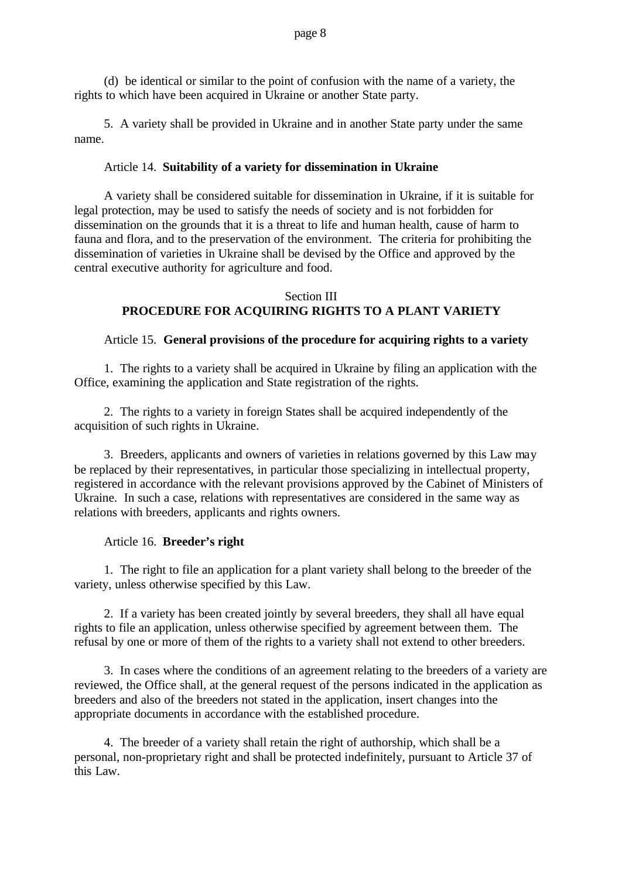(d) be identical or similar to the point of confusion with the name of a variety, the rights to which have been acquired in Ukraine or another State party.

5. A variety shall be provided in Ukraine and in another State party under the same name.

Article 14. **Suitability of a variety for dissemination in Ukraine**

A variety shall be considered suitable for dissemination in Ukraine, if it is suitable for legal protection, may be used to satisfy the needs of society and is not forbidden for dissemination on the grounds that it is a threat to life and human health, cause of harm to fauna and flora, and to the preservation of the environment. The criteria for prohibiting the dissemination of varieties in Ukraine shall be devised by the Office and approved by the central executive authority for agriculture and food.

## Section III
## PROCEDURE FOR ACQUIRING RIGHTS TO A PLANT VARIETY

Article 15. **General provisions of the procedure for acquiring rights to a variety**

1. The rights to a variety shall be acquired in Ukraine by filing an application with the Office, examining the application and State registration of the rights.

2. The rights to a variety in foreign States shall be acquired independently of the acquisition of such rights in Ukraine.

3. Breeders, applicants and owners of varieties in relations governed by this Law may be replaced by their representatives, in particular those specializing in intellectual property, registered in accordance with the relevant provisions approved by the Cabinet of Ministers of Ukraine. In such a case, relations with representatives are considered in the same way as relations with breeders, applicants and rights owners.

Article 16. **Breeder's right**

1. The right to file an application for a plant variety shall belong to the breeder of the variety, unless otherwise specified by this Law.

2. If a variety has been created jointly by several breeders, they shall all have equal rights to file an application, unless otherwise specified by agreement between them. The refusal by one or more of them of the rights to a variety shall not extend to other breeders.

3. In cases where the conditions of an agreement relating to the breeders of a variety are reviewed, the Office shall, at the general request of the persons indicated in the application as breeders and also of the breeders not stated in the application, insert changes into the appropriate documents in accordance with the established procedure.

4. The breeder of a variety shall retain the right of authorship, which shall be a personal, non-proprietary right and shall be protected indefinitely, pursuant to Article 37 of this Law.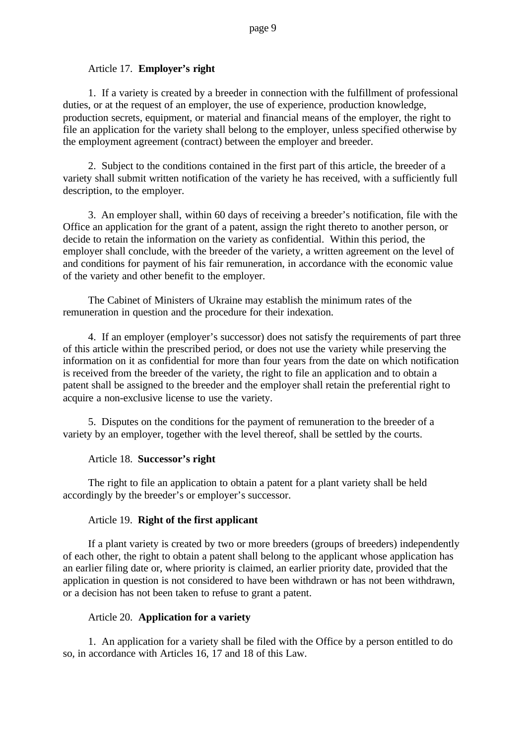Article 17. **Employer's right**

1. If a variety is created by a breeder in connection with the fulfillment of professional duties, or at the request of an employer, the use of experience, production knowledge, production secrets, equipment, or material and financial means of the employer, the right to file an application for the variety shall belong to the employer, unless specified otherwise by the employment agreement (contract) between the employer and breeder.

2. Subject to the conditions contained in the first part of this article, the breeder of a variety shall submit written notification of the variety he has received, with a sufficiently full description, to the employer.

3. An employer shall, within 60 days of receiving a breeder's notification, file with the Office an application for the grant of a patent, assign the right thereto to another person, or decide to retain the information on the variety as confidential. Within this period, the employer shall conclude, with the breeder of the variety, a written agreement on the level of and conditions for payment of his fair remuneration, in accordance with the economic value of the variety and other benefit to the employer.

The Cabinet of Ministers of Ukraine may establish the minimum rates of the remuneration in question and the procedure for their indexation.

4. If an employer (employer's successor) does not satisfy the requirements of part three of this article within the prescribed period, or does not use the variety while preserving the information on it as confidential for more than four years from the date on which notification is received from the breeder of the variety, the right to file an application and to obtain a patent shall be assigned to the breeder and the employer shall retain the preferential right to acquire a non-exclusive license to use the variety.

5. Disputes on the conditions for the payment of remuneration to the breeder of a variety by an employer, together with the level thereof, shall be settled by the courts.

Article 18. **Successor's right**

The right to file an application to obtain a patent for a plant variety shall be held accordingly by the breeder's or employer's successor.

Article 19. **Right of the first applicant**

If a plant variety is created by two or more breeders (groups of breeders) independently of each other, the right to obtain a patent shall belong to the applicant whose application has an earlier filing date or, where priority is claimed, an earlier priority date, provided that the application in question is not considered to have been withdrawn or has not been withdrawn, or a decision has not been taken to refuse to grant a patent.

Article 20. **Application for a variety**

1. An application for a variety shall be filed with the Office by a person entitled to do so, in accordance with Articles 16, 17 and 18 of this Law.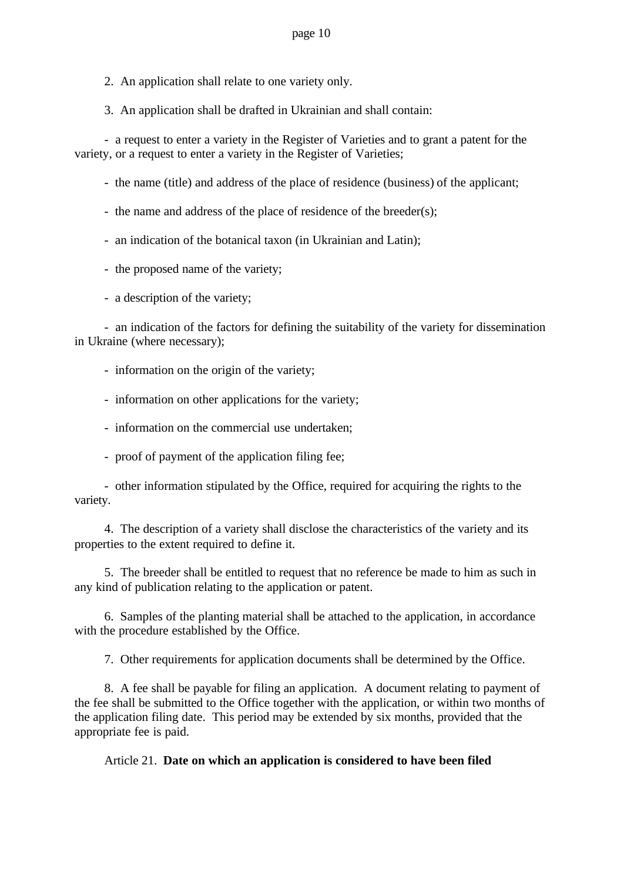2. An application shall relate to one variety only.

3. An application shall be drafted in Ukrainian and shall contain:

- a request to enter a variety in the Register of Varieties and to grant a patent for the variety, or a request to enter a variety in the Register of Varieties;
- the name (title) and address of the place of residence (business) of the applicant;
- the name and address of the place of residence of the breeder(s);
- an indication of the botanical taxon (in Ukrainian and Latin);
- the proposed name of the variety;
- a description of the variety;
- an indication of the factors for defining the suitability of the variety for dissemination in Ukraine (where necessary);
- information on the origin of the variety;
- information on other applications for the variety;
- information on the commercial use undertaken;
- proof of payment of the application filing fee;
- other information stipulated by the Office, required for acquiring the rights to the variety.

4. The description of a variety shall disclose the characteristics of the variety and its properties to the extent required to define it.

5. The breeder shall be entitled to request that no reference be made to him as such in any kind of publication relating to the application or patent.

6. Samples of the planting material shall be attached to the application, in accordance with the procedure established by the Office.

7. Other requirements for application documents shall be determined by the Office.

8. A fee shall be payable for filing an application. A document relating to payment of the fee shall be submitted to the Office together with the application, or within two months of the application filing date. This period may be extended by six months, provided that the appropriate fee is paid.

Article 21. **Date on which an application is considered to have been filed**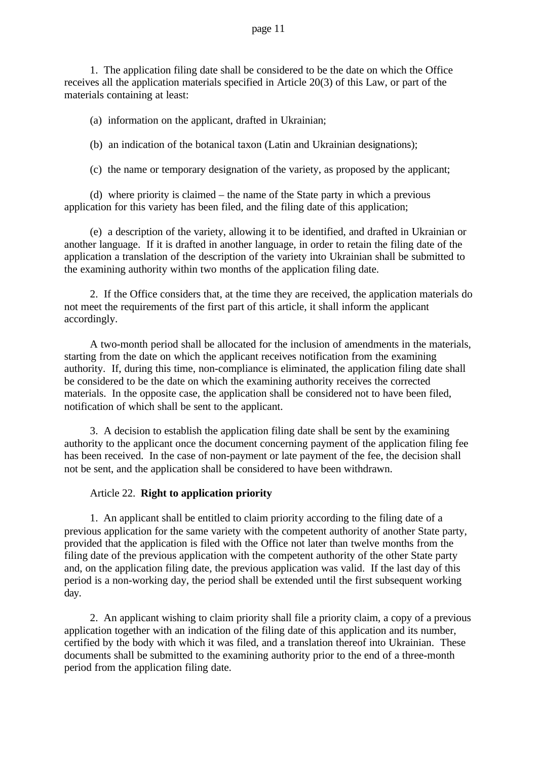1. The application filing date shall be considered to be the date on which the Office receives all the application materials specified in Article 20(3) of this Law, or part of the materials containing at least:

(a) information on the applicant, drafted in Ukrainian;

(b) an indication of the botanical taxon (Latin and Ukrainian designations);

(c) the name or temporary designation of the variety, as proposed by the applicant;

(d) where priority is claimed – the name of the State party in which a previous application for this variety has been filed, and the filing date of this application;

(e) a description of the variety, allowing it to be identified, and drafted in Ukrainian or another language. If it is drafted in another language, in order to retain the filing date of the application a translation of the description of the variety into Ukrainian shall be submitted to the examining authority within two months of the application filing date.

2. If the Office considers that, at the time they are received, the application materials do not meet the requirements of the first part of this article, it shall inform the applicant accordingly.

A two-month period shall be allocated for the inclusion of amendments in the materials, starting from the date on which the applicant receives notification from the examining authority. If, during this time, non-compliance is eliminated, the application filing date shall be considered to be the date on which the examining authority receives the corrected materials. In the opposite case, the application shall be considered not to have been filed, notification of which shall be sent to the applicant.

3. A decision to establish the application filing date shall be sent by the examining authority to the applicant once the document concerning payment of the application filing fee has been received. In the case of non-payment or late payment of the fee, the decision shall not be sent, and the application shall be considered to have been withdrawn.

Article 22. **Right to application priority**

1. An applicant shall be entitled to claim priority according to the filing date of a previous application for the same variety with the competent authority of another State party, provided that the application is filed with the Office not later than twelve months from the filing date of the previous application with the competent authority of the other State party and, on the application filing date, the previous application was valid. If the last day of this period is a non-working day, the period shall be extended until the first subsequent working day.

2. An applicant wishing to claim priority shall file a priority claim, a copy of a previous application together with an indication of the filing date of this application and its number, certified by the body with which it was filed, and a translation thereof into Ukrainian. These documents shall be submitted to the examining authority prior to the end of a three-month period from the application filing date.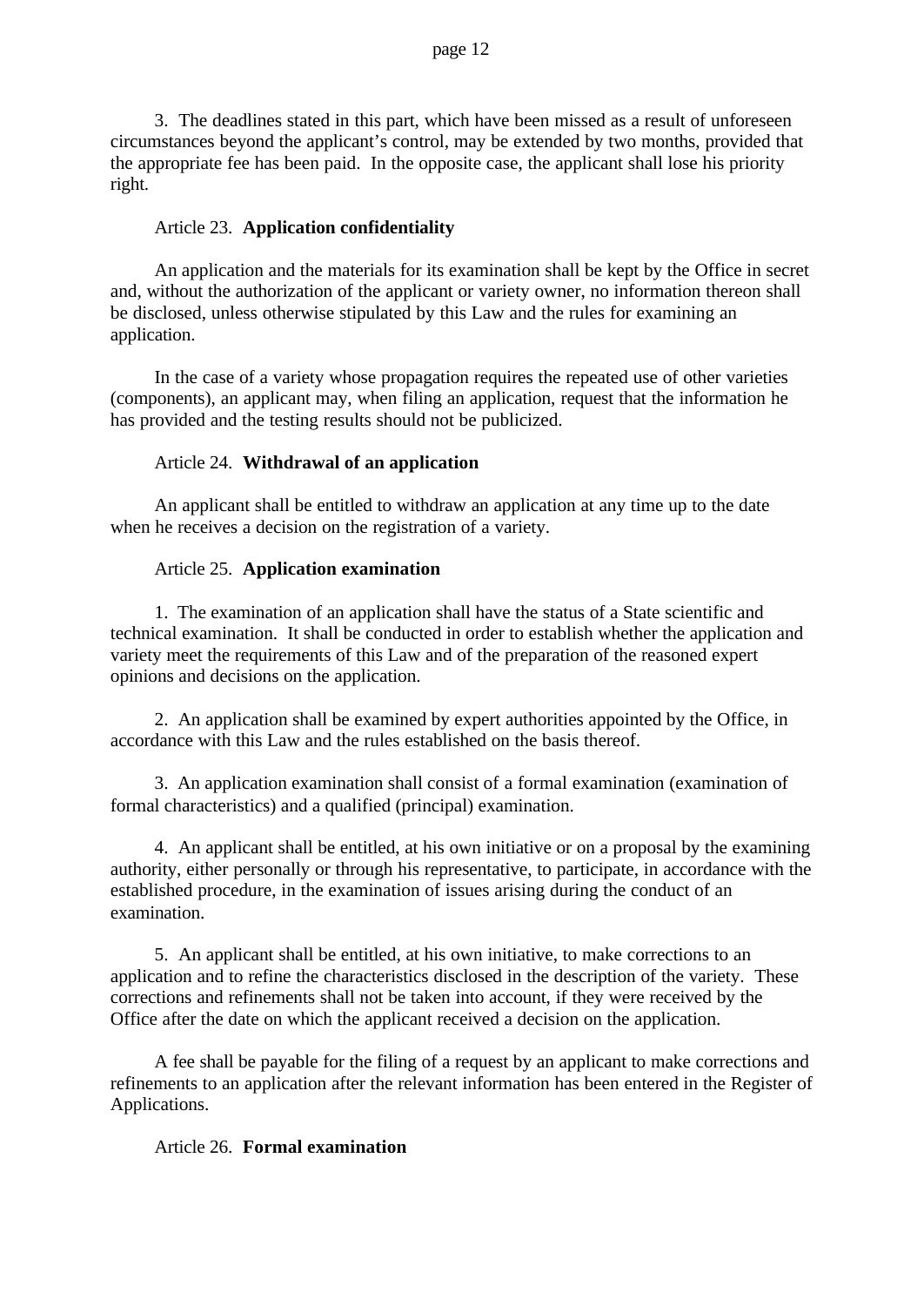3. The deadlines stated in this part, which have been missed as a result of unforeseen circumstances beyond the applicant's control, may be extended by two months, provided that the appropriate fee has been paid. In the opposite case, the applicant shall lose his priority right.

Article 23. **Application confidentiality**

An application and the materials for its examination shall be kept by the Office in secret and, without the authorization of the applicant or variety owner, no information thereon shall be disclosed, unless otherwise stipulated by this Law and the rules for examining an application.

In the case of a variety whose propagation requires the repeated use of other varieties (components), an applicant may, when filing an application, request that the information he has provided and the testing results should not be publicized.

Article 24. **Withdrawal of an application**

An applicant shall be entitled to withdraw an application at any time up to the date when he receives a decision on the registration of a variety.

Article 25. **Application examination**

1. The examination of an application shall have the status of a State scientific and technical examination. It shall be conducted in order to establish whether the application and variety meet the requirements of this Law and of the preparation of the reasoned expert opinions and decisions on the application.

2. An application shall be examined by expert authorities appointed by the Office, in accordance with this Law and the rules established on the basis thereof.

3. An application examination shall consist of a formal examination (examination of formal characteristics) and a qualified (principal) examination.

4. An applicant shall be entitled, at his own initiative or on a proposal by the examining authority, either personally or through his representative, to participate, in accordance with the established procedure, in the examination of issues arising during the conduct of an examination.

5. An applicant shall be entitled, at his own initiative, to make corrections to an application and to refine the characteristics disclosed in the description of the variety. These corrections and refinements shall not be taken into account, if they were received by the Office after the date on which the applicant received a decision on the application.

A fee shall be payable for the filing of a request by an applicant to make corrections and refinements to an application after the relevant information has been entered in the Register of Applications.

Article 26. **Formal examination**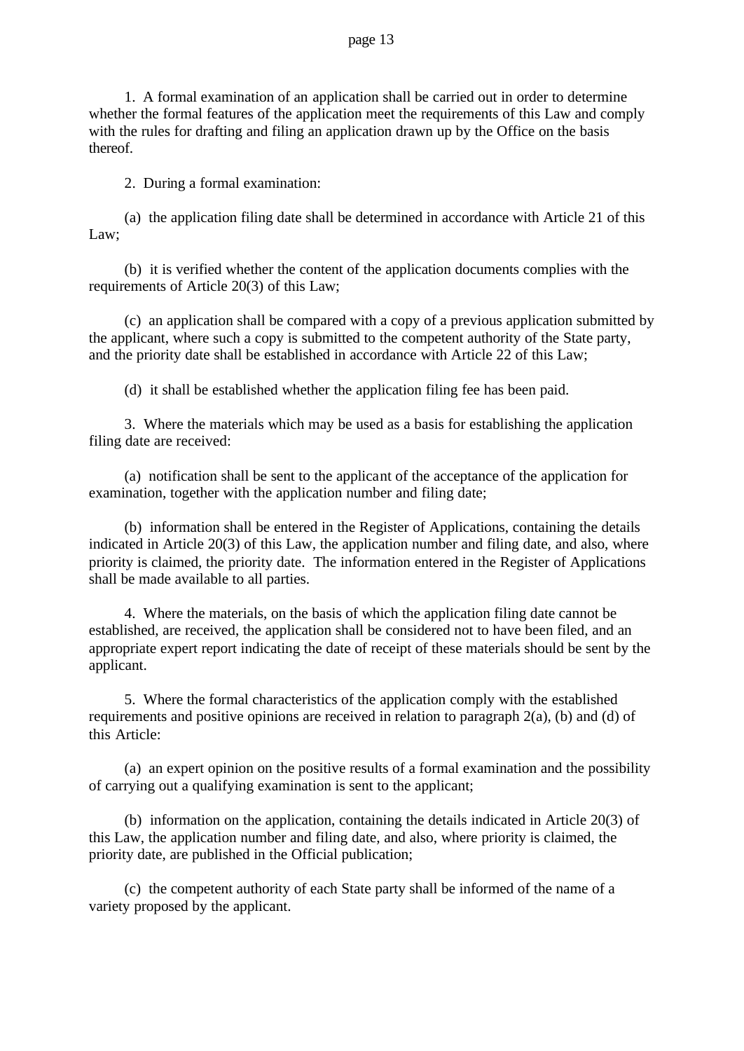1. A formal examination of an application shall be carried out in order to determine whether the formal features of the application meet the requirements of this Law and comply with the rules for drafting and filing an application drawn up by the Office on the basis thereof.

2. During a formal examination:

(a) the application filing date shall be determined in accordance with Article 21 of this Law;

(b) it is verified whether the content of the application documents complies with the requirements of Article 20(3) of this Law;

(c) an application shall be compared with a copy of a previous application submitted by the applicant, where such a copy is submitted to the competent authority of the State party, and the priority date shall be established in accordance with Article 22 of this Law;

(d) it shall be established whether the application filing fee has been paid.

3. Where the materials which may be used as a basis for establishing the application filing date are received:

(a) notification shall be sent to the applicant of the acceptance of the application for examination, together with the application number and filing date;

(b) information shall be entered in the Register of Applications, containing the details indicated in Article 20(3) of this Law, the application number and filing date, and also, where priority is claimed, the priority date. The information entered in the Register of Applications shall be made available to all parties.

4. Where the materials, on the basis of which the application filing date cannot be established, are received, the application shall be considered not to have been filed, and an appropriate expert report indicating the date of receipt of these materials should be sent by the applicant.

5. Where the formal characteristics of the application comply with the established requirements and positive opinions are received in relation to paragraph 2(a), (b) and (d) of this Article:

(a) an expert opinion on the positive results of a formal examination and the possibility of carrying out a qualifying examination is sent to the applicant;

(b) information on the application, containing the details indicated in Article 20(3) of this Law, the application number and filing date, and also, where priority is claimed, the priority date, are published in the Official publication;

(c) the competent authority of each State party shall be informed of the name of a variety proposed by the applicant.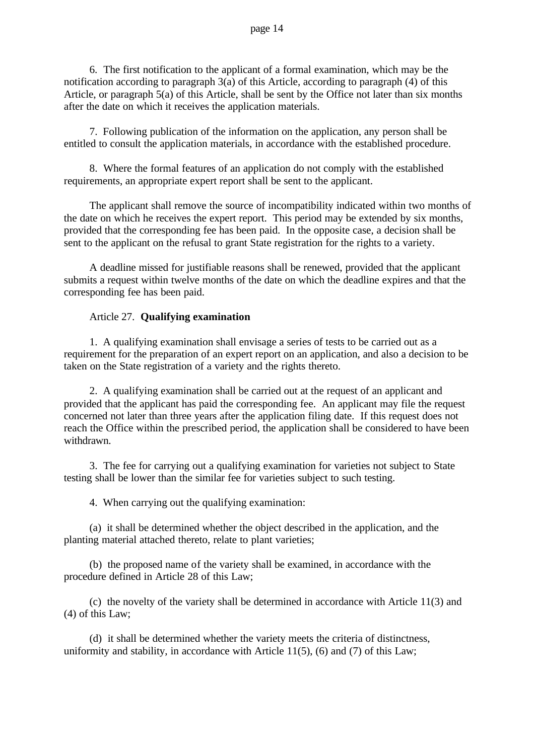6. The first notification to the applicant of a formal examination, which may be the notification according to paragraph 3(a) of this Article, according to paragraph (4) of this Article, or paragraph 5(a) of this Article, shall be sent by the Office not later than six months after the date on which it receives the application materials.

7. Following publication of the information on the application, any person shall be entitled to consult the application materials, in accordance with the established procedure.

8. Where the formal features of an application do not comply with the established requirements, an appropriate expert report shall be sent to the applicant.

The applicant shall remove the source of incompatibility indicated within two months of the date on which he receives the expert report. This period may be extended by six months, provided that the corresponding fee has been paid. In the opposite case, a decision shall be sent to the applicant on the refusal to grant State registration for the rights to a variety.

A deadline missed for justifiable reasons shall be renewed, provided that the applicant submits a request within twelve months of the date on which the deadline expires and that the corresponding fee has been paid.

Article 27. **Qualifying examination**

1. A qualifying examination shall envisage a series of tests to be carried out as a requirement for the preparation of an expert report on an application, and also a decision to be taken on the State registration of a variety and the rights thereto.

2. A qualifying examination shall be carried out at the request of an applicant and provided that the applicant has paid the corresponding fee. An applicant may file the request concerned not later than three years after the application filing date. If this request does not reach the Office within the prescribed period, the application shall be considered to have been withdrawn.

3. The fee for carrying out a qualifying examination for varieties not subject to State testing shall be lower than the similar fee for varieties subject to such testing.

4. When carrying out the qualifying examination:

(a) it shall be determined whether the object described in the application, and the planting material attached thereto, relate to plant varieties;

(b) the proposed name of the variety shall be examined, in accordance with the procedure defined in Article 28 of this Law;

(c) the novelty of the variety shall be determined in accordance with Article 11(3) and (4) of this Law;

(d) it shall be determined whether the variety meets the criteria of distinctness, uniformity and stability, in accordance with Article 11(5), (6) and (7) of this Law;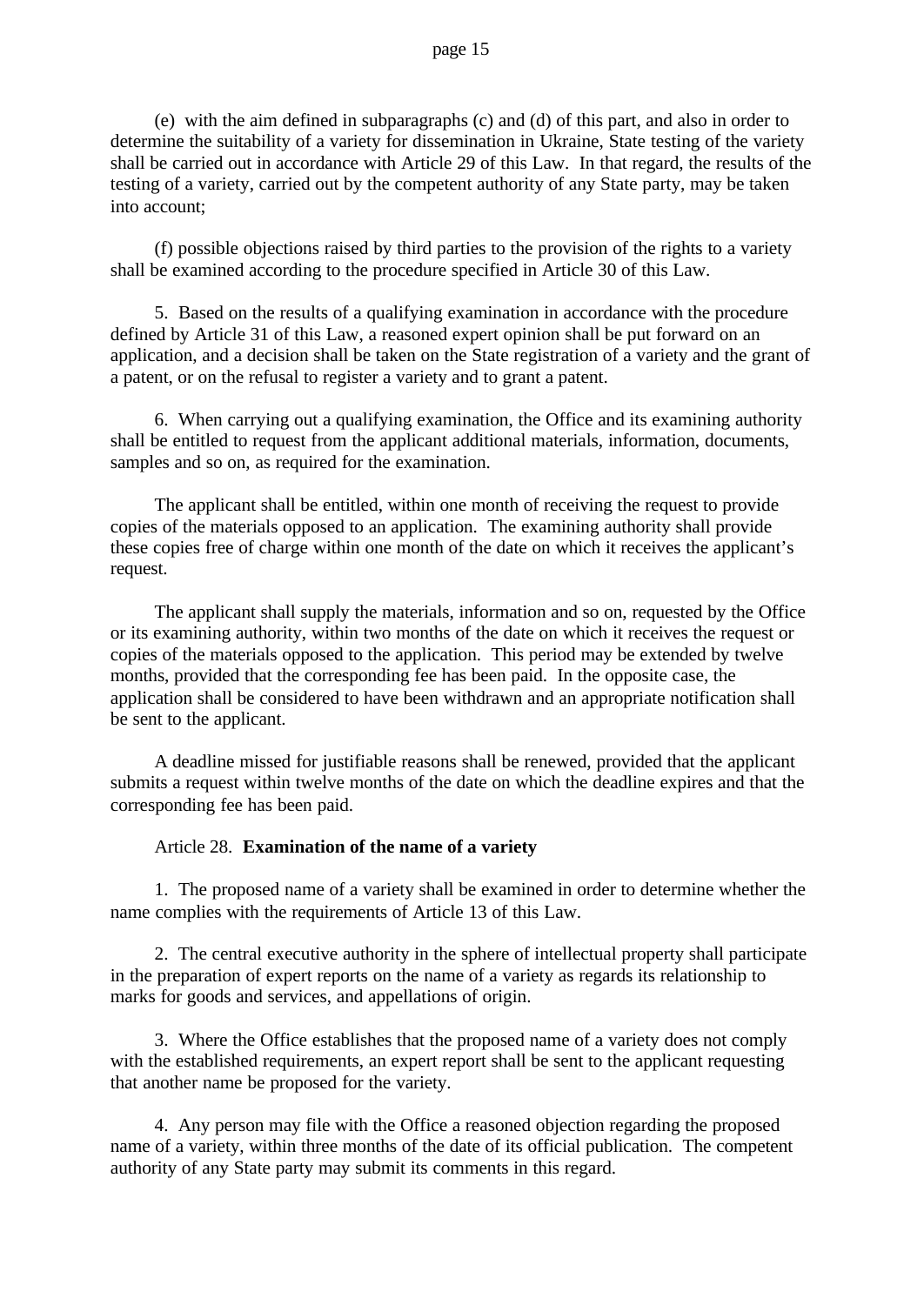(e) with the aim defined in subparagraphs (c) and (d) of this part, and also in order to determine the suitability of a variety for dissemination in Ukraine, State testing of the variety shall be carried out in accordance with Article 29 of this Law. In that regard, the results of the testing of a variety, carried out by the competent authority of any State party, may be taken into account;

(f) possible objections raised by third parties to the provision of the rights to a variety shall be examined according to the procedure specified in Article 30 of this Law.

5. Based on the results of a qualifying examination in accordance with the procedure defined by Article 31 of this Law, a reasoned expert opinion shall be put forward on an application, and a decision shall be taken on the State registration of a variety and the grant of a patent, or on the refusal to register a variety and to grant a patent.

6. When carrying out a qualifying examination, the Office and its examining authority shall be entitled to request from the applicant additional materials, information, documents, samples and so on, as required for the examination.

The applicant shall be entitled, within one month of receiving the request to provide copies of the materials opposed to an application. The examining authority shall provide these copies free of charge within one month of the date on which it receives the applicant's request.

The applicant shall supply the materials, information and so on, requested by the Office or its examining authority, within two months of the date on which it receives the request or copies of the materials opposed to the application. This period may be extended by twelve months, provided that the corresponding fee has been paid. In the opposite case, the application shall be considered to have been withdrawn and an appropriate notification shall be sent to the applicant.

A deadline missed for justifiable reasons shall be renewed, provided that the applicant submits a request within twelve months of the date on which the deadline expires and that the corresponding fee has been paid.

Article 28. **Examination of the name of a variety**

1. The proposed name of a variety shall be examined in order to determine whether the name complies with the requirements of Article 13 of this Law.

2. The central executive authority in the sphere of intellectual property shall participate in the preparation of expert reports on the name of a variety as regards its relationship to marks for goods and services, and appellations of origin.

3. Where the Office establishes that the proposed name of a variety does not comply with the established requirements, an expert report shall be sent to the applicant requesting that another name be proposed for the variety.

4. Any person may file with the Office a reasoned objection regarding the proposed name of a variety, within three months of the date of its official publication. The competent authority of any State party may submit its comments in this regard.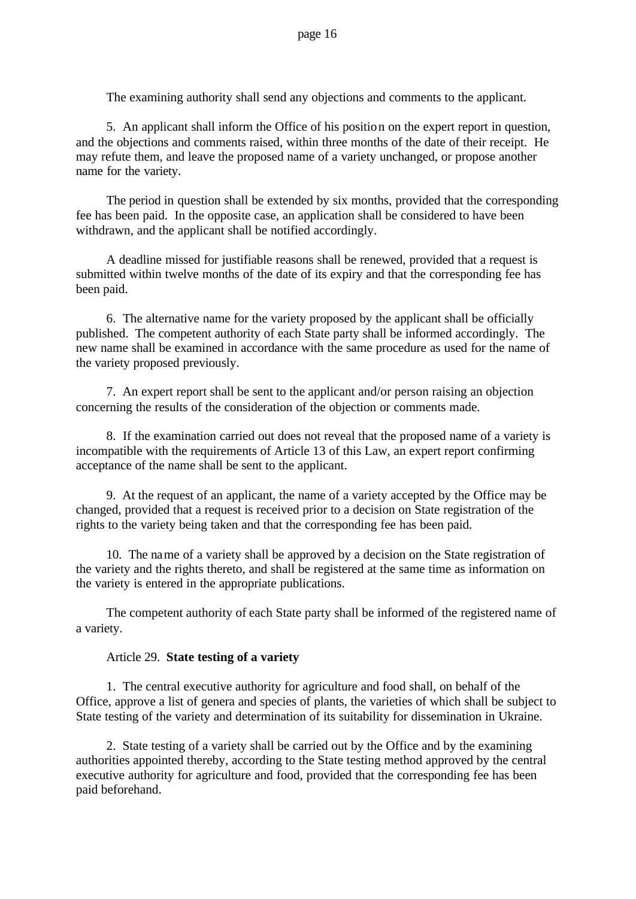The examining authority shall send any objections and comments to the applicant.

5. An applicant shall inform the Office of his position on the expert report in question, and the objections and comments raised, within three months of the date of their receipt. He may refute them, and leave the proposed name of a variety unchanged, or propose another name for the variety.

The period in question shall be extended by six months, provided that the corresponding fee has been paid. In the opposite case, an application shall be considered to have been withdrawn, and the applicant shall be notified accordingly.

A deadline missed for justifiable reasons shall be renewed, provided that a request is submitted within twelve months of the date of its expiry and that the corresponding fee has been paid.

6. The alternative name for the variety proposed by the applicant shall be officially published. The competent authority of each State party shall be informed accordingly. The new name shall be examined in accordance with the same procedure as used for the name of the variety proposed previously.

7. An expert report shall be sent to the applicant and/or person raising an objection concerning the results of the consideration of the objection or comments made.

8. If the examination carried out does not reveal that the proposed name of a variety is incompatible with the requirements of Article 13 of this Law, an expert report confirming acceptance of the name shall be sent to the applicant.

9. At the request of an applicant, the name of a variety accepted by the Office may be changed, provided that a request is received prior to a decision on State registration of the rights to the variety being taken and that the corresponding fee has been paid.

10. The name of a variety shall be approved by a decision on the State registration of the variety and the rights thereto, and shall be registered at the same time as information on the variety is entered in the appropriate publications.

The competent authority of each State party shall be informed of the registered name of a variety.

Article 29. **State testing of a variety**

1. The central executive authority for agriculture and food shall, on behalf of the Office, approve a list of genera and species of plants, the varieties of which shall be subject to State testing of the variety and determination of its suitability for dissemination in Ukraine.

2. State testing of a variety shall be carried out by the Office and by the examining authorities appointed thereby, according to the State testing method approved by the central executive authority for agriculture and food, provided that the corresponding fee has been paid beforehand.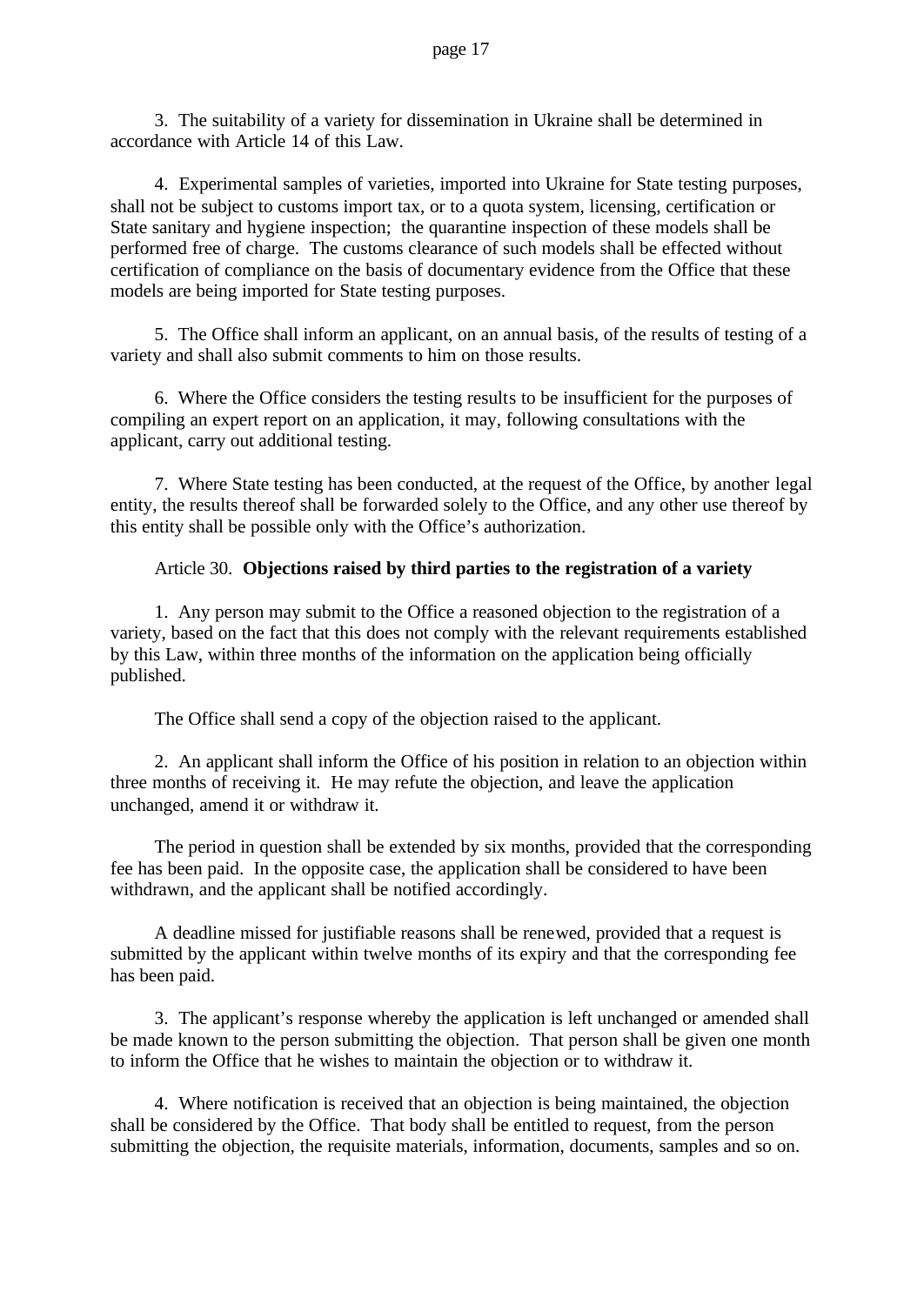3. The suitability of a variety for dissemination in Ukraine shall be determined in accordance with Article 14 of this Law.

4. Experimental samples of varieties, imported into Ukraine for State testing purposes, shall not be subject to customs import tax, or to a quota system, licensing, certification or State sanitary and hygiene inspection; the quarantine inspection of these models shall be performed free of charge. The customs clearance of such models shall be effected without certification of compliance on the basis of documentary evidence from the Office that these models are being imported for State testing purposes.

5. The Office shall inform an applicant, on an annual basis, of the results of testing of a variety and shall also submit comments to him on those results.

6. Where the Office considers the testing results to be insufficient for the purposes of compiling an expert report on an application, it may, following consultations with the applicant, carry out additional testing.

7. Where State testing has been conducted, at the request of the Office, by another legal entity, the results thereof shall be forwarded solely to the Office, and any other use thereof by this entity shall be possible only with the Office's authorization.

Article 30. **Objections raised by third parties to the registration of a variety**

1. Any person may submit to the Office a reasoned objection to the registration of a variety, based on the fact that this does not comply with the relevant requirements established by this Law, within three months of the information on the application being officially published.

The Office shall send a copy of the objection raised to the applicant.

2. An applicant shall inform the Office of his position in relation to an objection within three months of receiving it. He may refute the objection, and leave the application unchanged, amend it or withdraw it.

The period in question shall be extended by six months, provided that the corresponding fee has been paid. In the opposite case, the application shall be considered to have been withdrawn, and the applicant shall be notified accordingly.

A deadline missed for justifiable reasons shall be renewed, provided that a request is submitted by the applicant within twelve months of its expiry and that the corresponding fee has been paid.

3. The applicant's response whereby the application is left unchanged or amended shall be made known to the person submitting the objection. That person shall be given one month to inform the Office that he wishes to maintain the objection or to withdraw it.

4. Where notification is received that an objection is being maintained, the objection shall be considered by the Office. That body shall be entitled to request, from the person submitting the objection, the requisite materials, information, documents, samples and so on.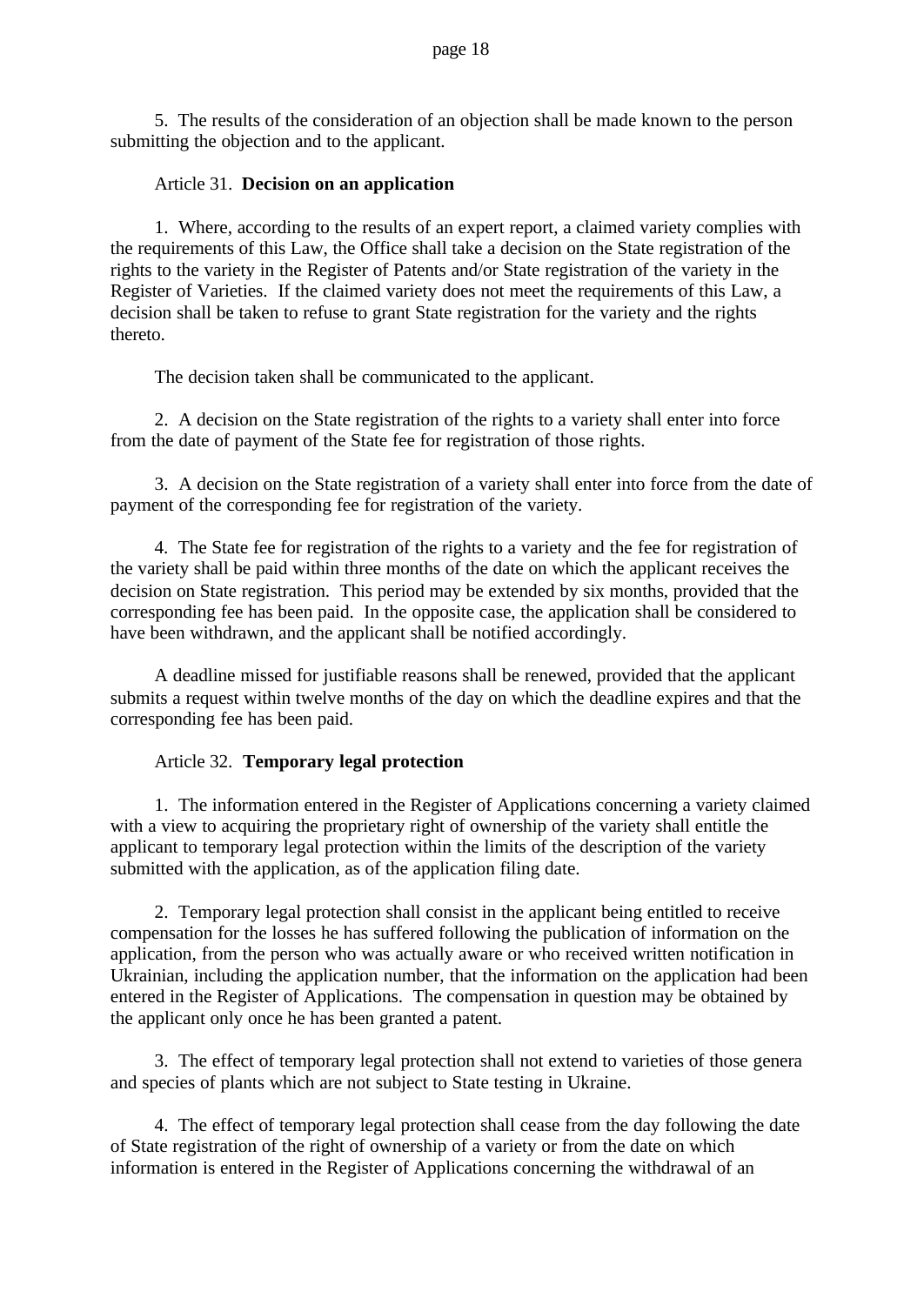5. The results of the consideration of an objection shall be made known to the person submitting the objection and to the applicant.

Article 31. **Decision on an application**

1. Where, according to the results of an expert report, a claimed variety complies with the requirements of this Law, the Office shall take a decision on the State registration of the rights to the variety in the Register of Patents and/or State registration of the variety in the Register of Varieties. If the claimed variety does not meet the requirements of this Law, a decision shall be taken to refuse to grant State registration for the variety and the rights thereto.

The decision taken shall be communicated to the applicant.

2. A decision on the State registration of the rights to a variety shall enter into force from the date of payment of the State fee for registration of those rights.

3. A decision on the State registration of a variety shall enter into force from the date of payment of the corresponding fee for registration of the variety.

4. The State fee for registration of the rights to a variety and the fee for registration of the variety shall be paid within three months of the date on which the applicant receives the decision on State registration. This period may be extended by six months, provided that the corresponding fee has been paid. In the opposite case, the application shall be considered to have been withdrawn, and the applicant shall be notified accordingly.

A deadline missed for justifiable reasons shall be renewed, provided that the applicant submits a request within twelve months of the day on which the deadline expires and that the corresponding fee has been paid.

Article 32. **Temporary legal protection**

1. The information entered in the Register of Applications concerning a variety claimed with a view to acquiring the proprietary right of ownership of the variety shall entitle the applicant to temporary legal protection within the limits of the description of the variety submitted with the application, as of the application filing date.

2. Temporary legal protection shall consist in the applicant being entitled to receive compensation for the losses he has suffered following the publication of information on the application, from the person who was actually aware or who received written notification in Ukrainian, including the application number, that the information on the application had been entered in the Register of Applications. The compensation in question may be obtained by the applicant only once he has been granted a patent.

3. The effect of temporary legal protection shall not extend to varieties of those genera and species of plants which are not subject to State testing in Ukraine.

4. The effect of temporary legal protection shall cease from the day following the date of State registration of the right of ownership of a variety or from the date on which information is entered in the Register of Applications concerning the withdrawal of an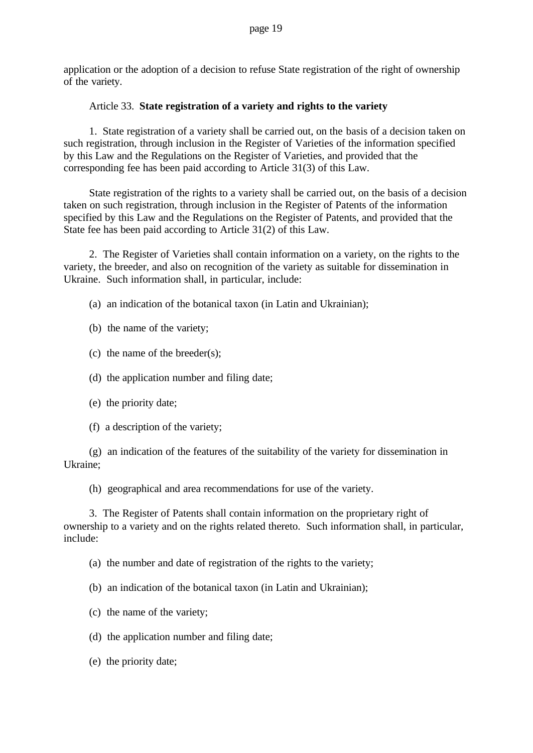application or the adoption of a decision to refuse State registration of the right of ownership of the variety.

Article 33. **State registration of a variety and rights to the variety**

1. State registration of a variety shall be carried out, on the basis of a decision taken on such registration, through inclusion in the Register of Varieties of the information specified by this Law and the Regulations on the Register of Varieties, and provided that the corresponding fee has been paid according to Article 31(3) of this Law.

State registration of the rights to a variety shall be carried out, on the basis of a decision taken on such registration, through inclusion in the Register of Patents of the information specified by this Law and the Regulations on the Register of Patents, and provided that the State fee has been paid according to Article 31(2) of this Law.

2. The Register of Varieties shall contain information on a variety, on the rights to the variety, the breeder, and also on recognition of the variety as suitable for dissemination in Ukraine. Such information shall, in particular, include:

(a) an indication of the botanical taxon (in Latin and Ukrainian);

(b) the name of the variety;

(c) the name of the breeder(s);

(d) the application number and filing date;

(e) the priority date;

(f) a description of the variety;

(g) an indication of the features of the suitability of the variety for dissemination in Ukraine;

(h) geographical and area recommendations for use of the variety.

3. The Register of Patents shall contain information on the proprietary right of ownership to a variety and on the rights related thereto. Such information shall, in particular, include:

(a) the number and date of registration of the rights to the variety;

(b) an indication of the botanical taxon (in Latin and Ukrainian);

(c) the name of the variety;

(d) the application number and filing date;

(e) the priority date;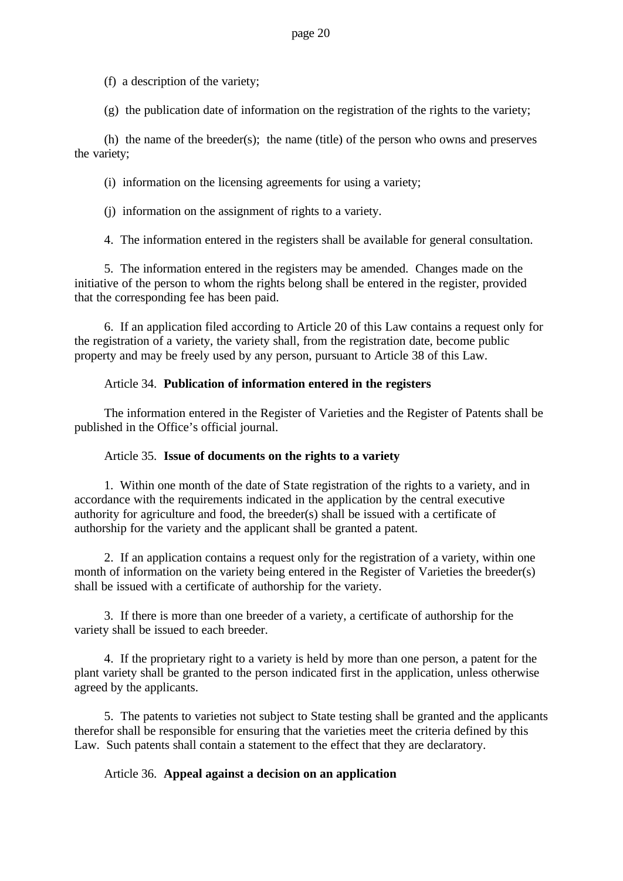(f) a description of the variety;

(g) the publication date of information on the registration of the rights to the variety;

(h) the name of the breeder(s); the name (title) of the person who owns and preserves the variety;

(i) information on the licensing agreements for using a variety;

(j) information on the assignment of rights to a variety.

4. The information entered in the registers shall be available for general consultation.

5. The information entered in the registers may be amended. Changes made on the initiative of the person to whom the rights belong shall be entered in the register, provided that the corresponding fee has been paid.

6. If an application filed according to Article 20 of this Law contains a request only for the registration of a variety, the variety shall, from the registration date, become public property and may be freely used by any person, pursuant to Article 38 of this Law.

Article 34. **Publication of information entered in the registers**

The information entered in the Register of Varieties and the Register of Patents shall be published in the Office's official journal.

Article 35. **Issue of documents on the rights to a variety**

1. Within one month of the date of State registration of the rights to a variety, and in accordance with the requirements indicated in the application by the central executive authority for agriculture and food, the breeder(s) shall be issued with a certificate of authorship for the variety and the applicant shall be granted a patent.

2. If an application contains a request only for the registration of a variety, within one month of information on the variety being entered in the Register of Varieties the breeder(s) shall be issued with a certificate of authorship for the variety.

3. If there is more than one breeder of a variety, a certificate of authorship for the variety shall be issued to each breeder.

4. If the proprietary right to a variety is held by more than one person, a patent for the plant variety shall be granted to the person indicated first in the application, unless otherwise agreed by the applicants.

5. The patents to varieties not subject to State testing shall be granted and the applicants therefor shall be responsible for ensuring that the varieties meet the criteria defined by this Law. Such patents shall contain a statement to the effect that they are declaratory.

Article 36. **Appeal against a decision on an application**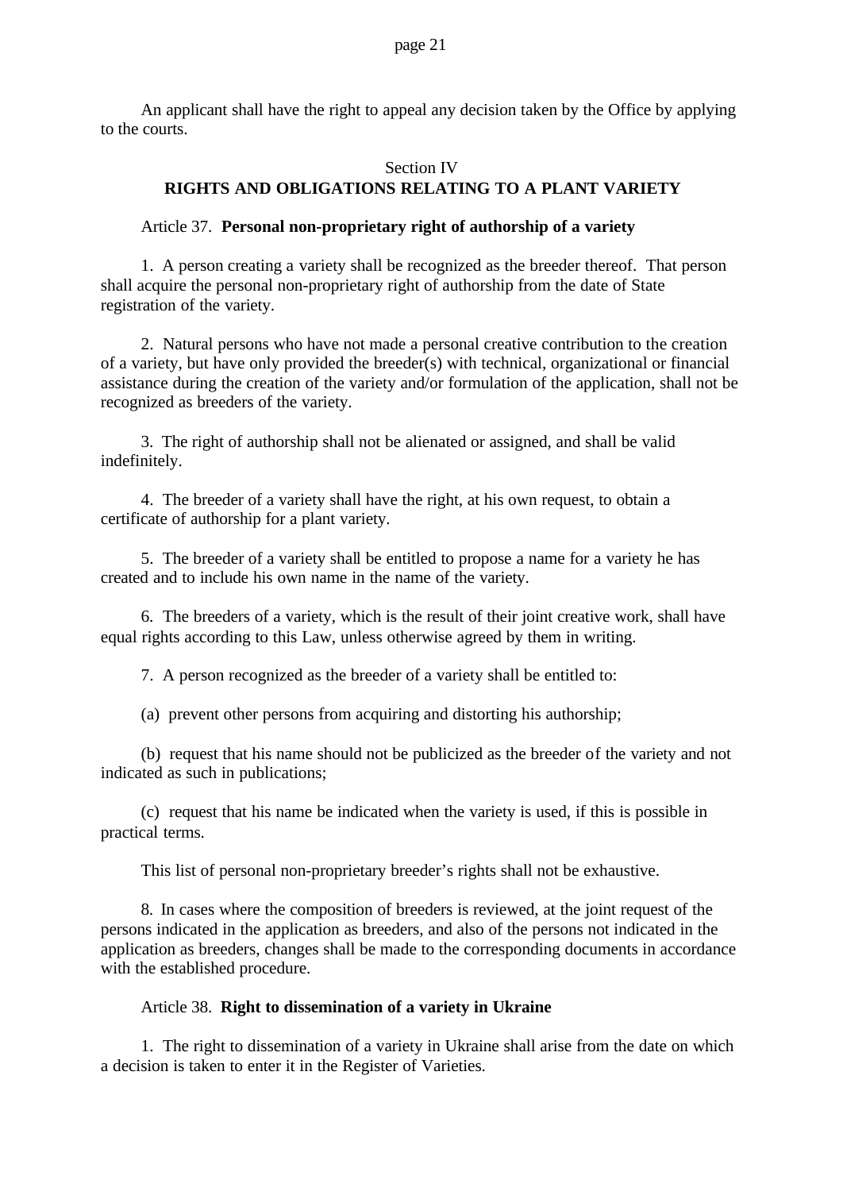An applicant shall have the right to appeal any decision taken by the Office by applying to the courts.

## Section IV
## RIGHTS AND OBLIGATIONS RELATING TO A PLANT VARIETY

### Article 37. **Personal non-proprietary right of authorship of a variety**

1. A person creating a variety shall be recognized as the breeder thereof. That person shall acquire the personal non-proprietary right of authorship from the date of State registration of the variety.

2. Natural persons who have not made a personal creative contribution to the creation of a variety, but have only provided the breeder(s) with technical, organizational or financial assistance during the creation of the variety and/or formulation of the application, shall not be recognized as breeders of the variety.

3. The right of authorship shall not be alienated or assigned, and shall be valid indefinitely.

4. The breeder of a variety shall have the right, at his own request, to obtain a certificate of authorship for a plant variety.

5. The breeder of a variety shall be entitled to propose a name for a variety he has created and to include his own name in the name of the variety.

6. The breeders of a variety, which is the result of their joint creative work, shall have equal rights according to this Law, unless otherwise agreed by them in writing.

7. A person recognized as the breeder of a variety shall be entitled to:

(a) prevent other persons from acquiring and distorting his authorship;

(b) request that his name should not be publicized as the breeder of the variety and not indicated as such in publications;

(c) request that his name be indicated when the variety is used, if this is possible in practical terms.

This list of personal non-proprietary breeder's rights shall not be exhaustive.

8. In cases where the composition of breeders is reviewed, at the joint request of the persons indicated in the application as breeders, and also of the persons not indicated in the application as breeders, changes shall be made to the corresponding documents in accordance with the established procedure.

### Article 38. **Right to dissemination of a variety in Ukraine**

1. The right to dissemination of a variety in Ukraine shall arise from the date on which a decision is taken to enter it in the Register of Varieties.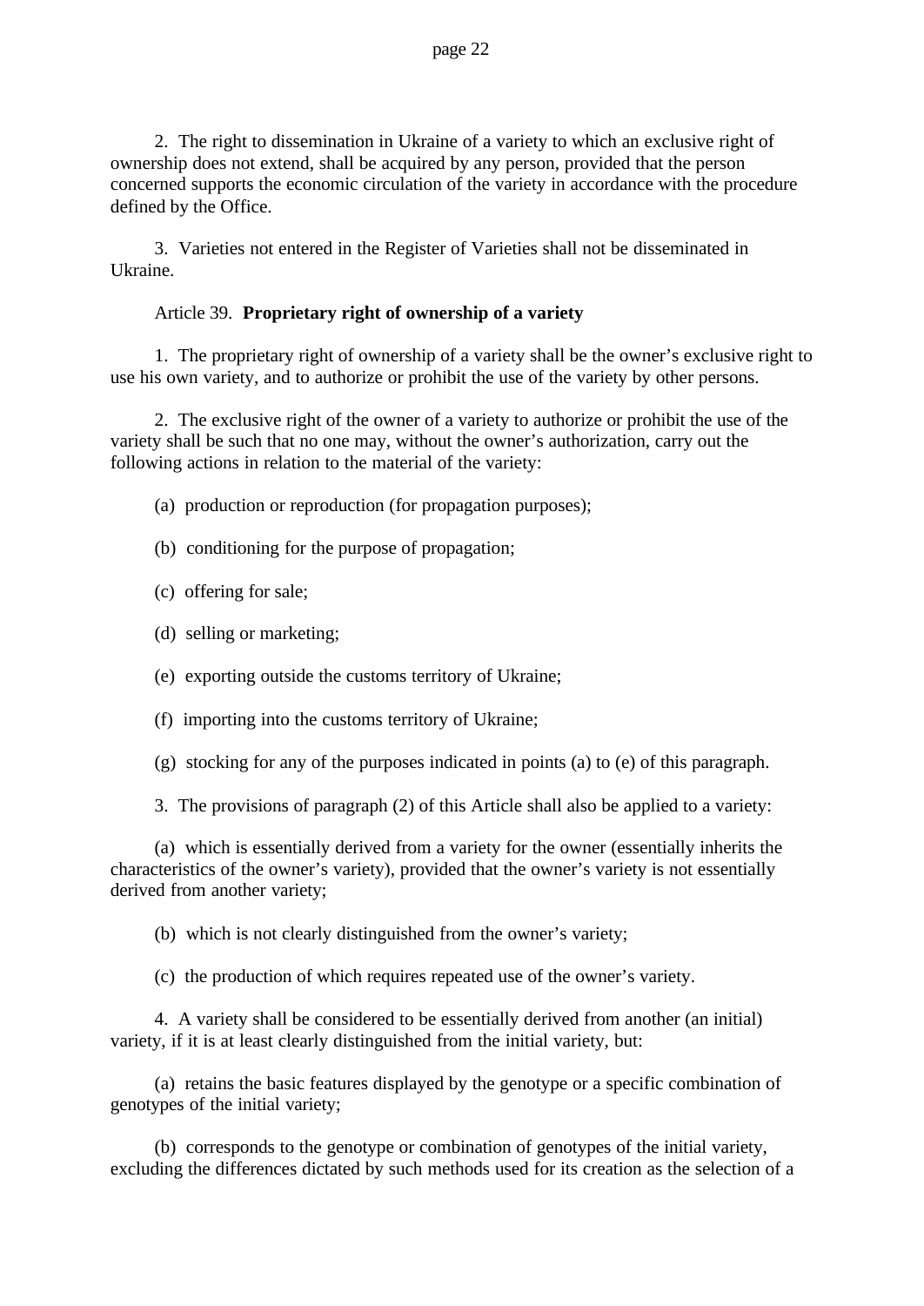2. The right to dissemination in Ukraine of a variety to which an exclusive right of ownership does not extend, shall be acquired by any person, provided that the person concerned supports the economic circulation of the variety in accordance with the procedure defined by the Office.

3. Varieties not entered in the Register of Varieties shall not be disseminated in Ukraine.

Article 39. **Proprietary right of ownership of a variety**

1. The proprietary right of ownership of a variety shall be the owner’s exclusive right to use his own variety, and to authorize or prohibit the use of the variety by other persons.

2. The exclusive right of the owner of a variety to authorize or prohibit the use of the variety shall be such that no one may, without the owner’s authorization, carry out the following actions in relation to the material of the variety:

(a) production or reproduction (for propagation purposes);

(b) conditioning for the purpose of propagation;

(c) offering for sale;

(d) selling or marketing;

(e) exporting outside the customs territory of Ukraine;

(f) importing into the customs territory of Ukraine;

(g) stocking for any of the purposes indicated in points (a) to (e) of this paragraph.

3. The provisions of paragraph (2) of this Article shall also be applied to a variety:

(a) which is essentially derived from a variety for the owner (essentially inherits the characteristics of the owner’s variety), provided that the owner’s variety is not essentially derived from another variety;

(b) which is not clearly distinguished from the owner’s variety;

(c) the production of which requires repeated use of the owner’s variety.

4. A variety shall be considered to be essentially derived from another (an initial) variety, if it is at least clearly distinguished from the initial variety, but:

(a) retains the basic features displayed by the genotype or a specific combination of genotypes of the initial variety;

(b) corresponds to the genotype or combination of genotypes of the initial variety, excluding the differences dictated by such methods used for its creation as the selection of a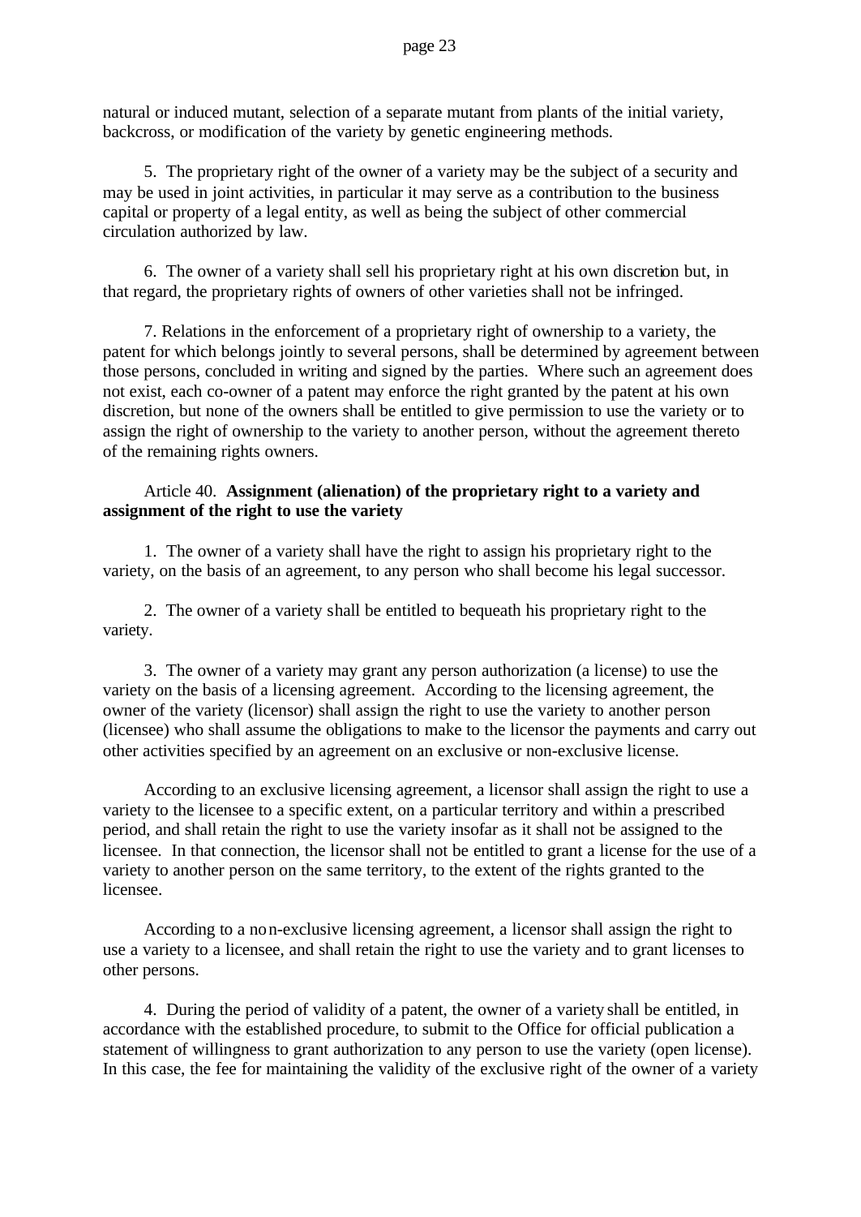natural or induced mutant, selection of a separate mutant from plants of the initial variety, backcross, or modification of the variety by genetic engineering methods.

5. The proprietary right of the owner of a variety may be the subject of a security and may be used in joint activities, in particular it may serve as a contribution to the business capital or property of a legal entity, as well as being the subject of other commercial circulation authorized by law.

6. The owner of a variety shall sell his proprietary right at his own discretion but, in that regard, the proprietary rights of owners of other varieties shall not be infringed.

7. Relations in the enforcement of a proprietary right of ownership to a variety, the patent for which belongs jointly to several persons, shall be determined by agreement between those persons, concluded in writing and signed by the parties. Where such an agreement does not exist, each co-owner of a patent may enforce the right granted by the patent at his own discretion, but none of the owners shall be entitled to give permission to use the variety or to assign the right of ownership to the variety to another person, without the agreement thereto of the remaining rights owners.

Article 40. **Assignment (alienation) of the proprietary right to a variety and assignment of the right to use the variety**

1. The owner of a variety shall have the right to assign his proprietary right to the variety, on the basis of an agreement, to any person who shall become his legal successor.

2. The owner of a variety shall be entitled to bequeath his proprietary right to the variety.

3. The owner of a variety may grant any person authorization (a license) to use the variety on the basis of a licensing agreement. According to the licensing agreement, the owner of the variety (licensor) shall assign the right to use the variety to another person (licensee) who shall assume the obligations to make to the licensor the payments and carry out other activities specified by an agreement on an exclusive or non-exclusive license.

According to an exclusive licensing agreement, a licensor shall assign the right to use a variety to the licensee to a specific extent, on a particular territory and within a prescribed period, and shall retain the right to use the variety insofar as it shall not be assigned to the licensee. In that connection, the licensor shall not be entitled to grant a license for the use of a variety to another person on the same territory, to the extent of the rights granted to the licensee.

According to a non-exclusive licensing agreement, a licensor shall assign the right to use a variety to a licensee, and shall retain the right to use the variety and to grant licenses to other persons.

4. During the period of validity of a patent, the owner of a variety shall be entitled, in accordance with the established procedure, to submit to the Office for official publication a statement of willingness to grant authorization to any person to use the variety (open license). In this case, the fee for maintaining the validity of the exclusive right of the owner of a variety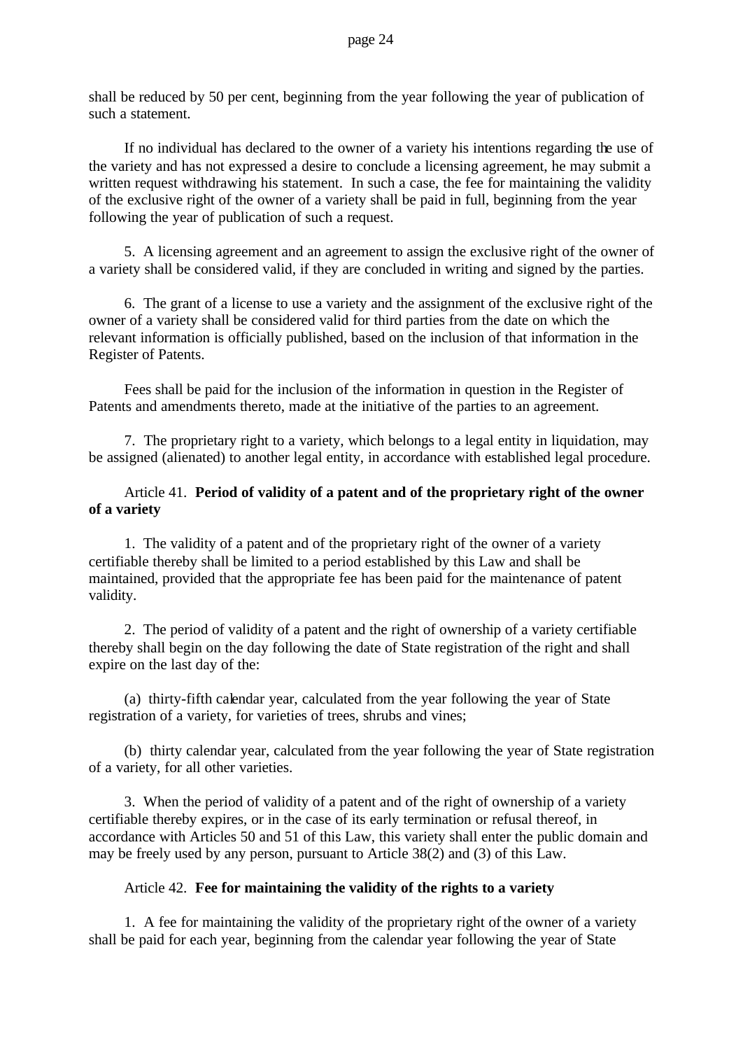shall be reduced by 50 per cent, beginning from the year following the year of publication of such a statement.

If no individual has declared to the owner of a variety his intentions regarding the use of the variety and has not expressed a desire to conclude a licensing agreement, he may submit a written request withdrawing his statement. In such a case, the fee for maintaining the validity of the exclusive right of the owner of a variety shall be paid in full, beginning from the year following the year of publication of such a request.

5. A licensing agreement and an agreement to assign the exclusive right of the owner of a variety shall be considered valid, if they are concluded in writing and signed by the parties.

6. The grant of a license to use a variety and the assignment of the exclusive right of the owner of a variety shall be considered valid for third parties from the date on which the relevant information is officially published, based on the inclusion of that information in the Register of Patents.

Fees shall be paid for the inclusion of the information in question in the Register of Patents and amendments thereto, made at the initiative of the parties to an agreement.

7. The proprietary right to a variety, which belongs to a legal entity in liquidation, may be assigned (alienated) to another legal entity, in accordance with established legal procedure.

Article 41. **Period of validity of a patent and of the proprietary right of the owner of a variety**

1. The validity of a patent and of the proprietary right of the owner of a variety certifiable thereby shall be limited to a period established by this Law and shall be maintained, provided that the appropriate fee has been paid for the maintenance of patent validity.

2. The period of validity of a patent and the right of ownership of a variety certifiable thereby shall begin on the day following the date of State registration of the right and shall expire on the last day of the:

(a) thirty-fifth calendar year, calculated from the year following the year of State registration of a variety, for varieties of trees, shrubs and vines;

(b) thirty calendar year, calculated from the year following the year of State registration of a variety, for all other varieties.

3. When the period of validity of a patent and of the right of ownership of a variety certifiable thereby expires, or in the case of its early termination or refusal thereof, in accordance with Articles 50 and 51 of this Law, this variety shall enter the public domain and may be freely used by any person, pursuant to Article 38(2) and (3) of this Law.

Article 42. **Fee for maintaining the validity of the rights to a variety**

1. A fee for maintaining the validity of the proprietary right of the owner of a variety shall be paid for each year, beginning from the calendar year following the year of State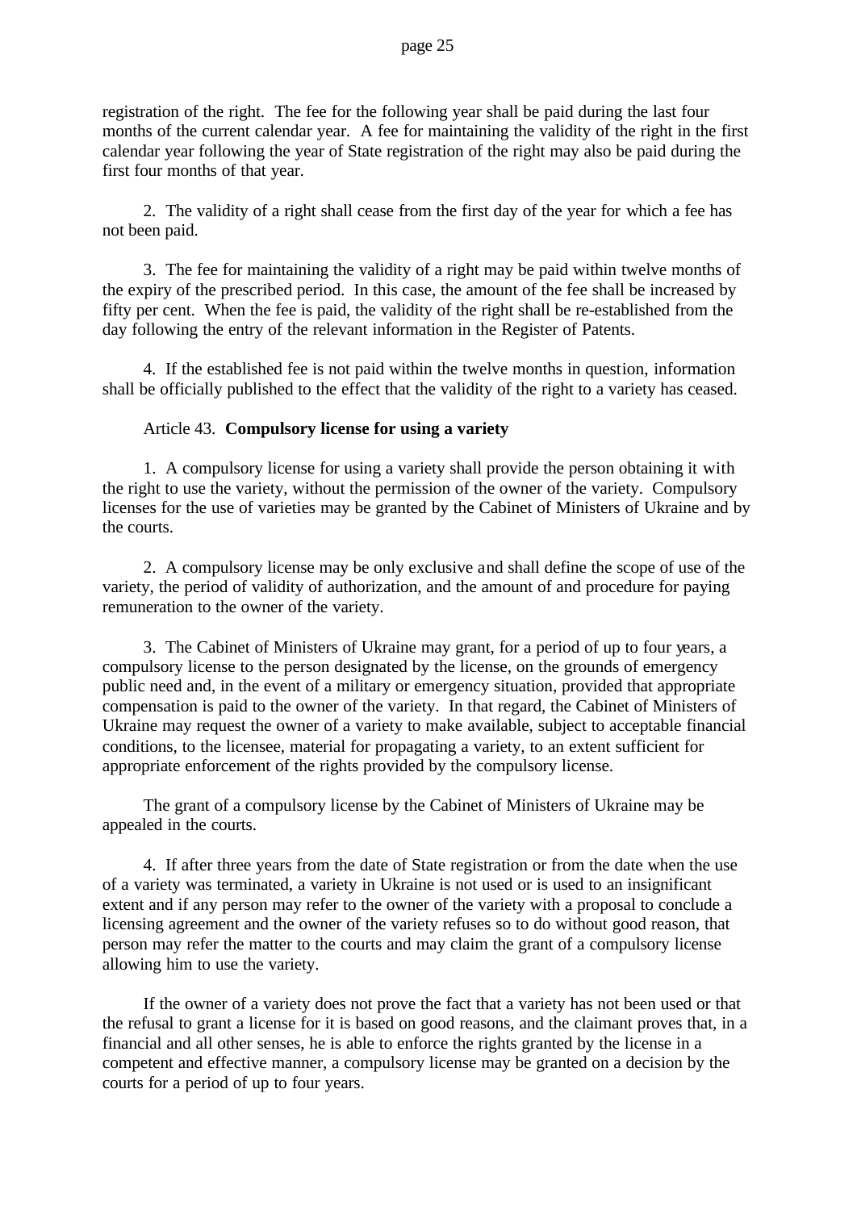registration of the right. The fee for the following year shall be paid during the last four months of the current calendar year. A fee for maintaining the validity of the right in the first calendar year following the year of State registration of the right may also be paid during the first four months of that year.

2. The validity of a right shall cease from the first day of the year for which a fee has not been paid.

3. The fee for maintaining the validity of a right may be paid within twelve months of the expiry of the prescribed period. In this case, the amount of the fee shall be increased by fifty per cent. When the fee is paid, the validity of the right shall be re-established from the day following the entry of the relevant information in the Register of Patents.

4. If the established fee is not paid within the twelve months in question, information shall be officially published to the effect that the validity of the right to a variety has ceased.

Article 43. **Compulsory license for using a variety**

1. A compulsory license for using a variety shall provide the person obtaining it with the right to use the variety, without the permission of the owner of the variety. Compulsory licenses for the use of varieties may be granted by the Cabinet of Ministers of Ukraine and by the courts.

2. A compulsory license may be only exclusive and shall define the scope of use of the variety, the period of validity of authorization, and the amount of and procedure for paying remuneration to the owner of the variety.

3. The Cabinet of Ministers of Ukraine may grant, for a period of up to four years, a compulsory license to the person designated by the license, on the grounds of emergency public need and, in the event of a military or emergency situation, provided that appropriate compensation is paid to the owner of the variety. In that regard, the Cabinet of Ministers of Ukraine may request the owner of a variety to make available, subject to acceptable financial conditions, to the licensee, material for propagating a variety, to an extent sufficient for appropriate enforcement of the rights provided by the compulsory license.

The grant of a compulsory license by the Cabinet of Ministers of Ukraine may be appealed in the courts.

4. If after three years from the date of State registration or from the date when the use of a variety was terminated, a variety in Ukraine is not used or is used to an insignificant extent and if any person may refer to the owner of the variety with a proposal to conclude a licensing agreement and the owner of the variety refuses so to do without good reason, that person may refer the matter to the courts and may claim the grant of a compulsory license allowing him to use the variety.

If the owner of a variety does not prove the fact that a variety has not been used or that the refusal to grant a license for it is based on good reasons, and the claimant proves that, in a financial and all other senses, he is able to enforce the rights granted by the license in a competent and effective manner, a compulsory license may be granted on a decision by the courts for a period of up to four years.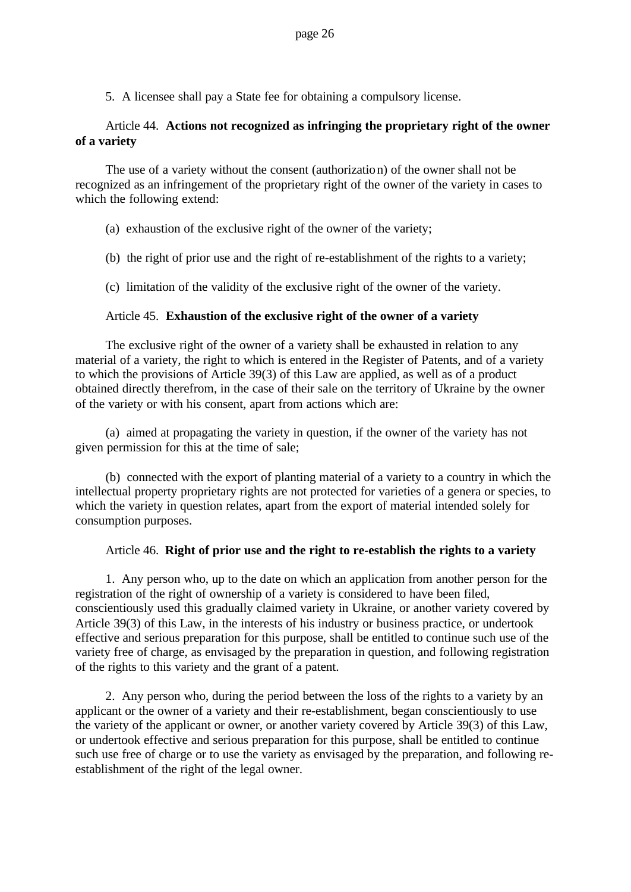5. A licensee shall pay a State fee for obtaining a compulsory license.

Article 44. **Actions not recognized as infringing the proprietary right of the owner of a variety**

The use of a variety without the consent (authorization) of the owner shall not be recognized as an infringement of the proprietary right of the owner of the variety in cases to which the following extend:

(a) exhaustion of the exclusive right of the owner of the variety;

(b) the right of prior use and the right of re-establishment of the rights to a variety;

(c) limitation of the validity of the exclusive right of the owner of the variety.

Article 45. **Exhaustion of the exclusive right of the owner of a variety**

The exclusive right of the owner of a variety shall be exhausted in relation to any material of a variety, the right to which is entered in the Register of Patents, and of a variety to which the provisions of Article 39(3) of this Law are applied, as well as of a product obtained directly therefrom, in the case of their sale on the territory of Ukraine by the owner of the variety or with his consent, apart from actions which are:

(a) aimed at propagating the variety in question, if the owner of the variety has not given permission for this at the time of sale;

(b) connected with the export of planting material of a variety to a country in which the intellectual property proprietary rights are not protected for varieties of a genera or species, to which the variety in question relates, apart from the export of material intended solely for consumption purposes.

Article 46. **Right of prior use and the right to re-establish the rights to a variety**

1. Any person who, up to the date on which an application from another person for the registration of the right of ownership of a variety is considered to have been filed, conscientiously used this gradually claimed variety in Ukraine, or another variety covered by Article 39(3) of this Law, in the interests of his industry or business practice, or undertook effective and serious preparation for this purpose, shall be entitled to continue such use of the variety free of charge, as envisaged by the preparation in question, and following registration of the rights to this variety and the grant of a patent.

2. Any person who, during the period between the loss of the rights to a variety by an applicant or the owner of a variety and their re-establishment, began conscientiously to use the variety of the applicant or owner, or another variety covered by Article 39(3) of this Law, or undertook effective and serious preparation for this purpose, shall be entitled to continue such use free of charge or to use the variety as envisaged by the preparation, and following re-establishment of the right of the legal owner.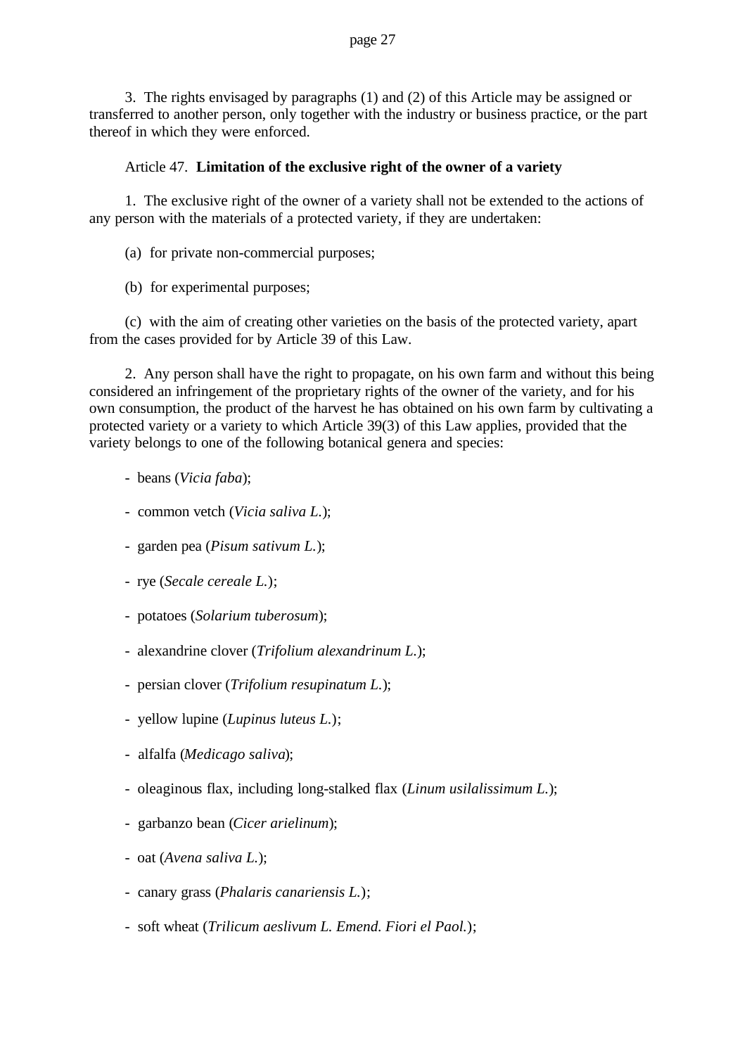3. The rights envisaged by paragraphs (1) and (2) of this Article may be assigned or transferred to another person, only together with the industry or business practice, or the part thereof in which they were enforced.

Article 47. **Limitation of the exclusive right of the owner of a variety**

1. The exclusive right of the owner of a variety shall not be extended to the actions of any person with the materials of a protected variety, if they are undertaken:

(a) for private non-commercial purposes;

(b) for experimental purposes;

(c) with the aim of creating other varieties on the basis of the protected variety, apart from the cases provided for by Article 39 of this Law.

2. Any person shall have the right to propagate, on his own farm and without this being considered an infringement of the proprietary rights of the owner of the variety, and for his own consumption, the product of the harvest he has obtained on his own farm by cultivating a protected variety or a variety to which Article 39(3) of this Law applies, provided that the variety belongs to one of the following botanical genera and species:

- beans (*Vicia faba*);
- common vetch (*Vicia saliva L.*);
- garden pea (*Pisum sativum L.*);
- rye (*Secale cereale L.*);
- potatoes (*Solarium tuberosum*);
- alexandrine clover (*Trifolium alexandrinum L.*);
- persian clover (*Trifolium resupinatum L.*);
- yellow lupine (*Lupinus luteus L.*);
- alfalfa (*Medicago saliva*);
- oleaginous flax, including long-stalked flax (*Linum usilalissimum L.*);
- garbanzo bean (*Cicer arielinum*);
- oat (*Avena saliva L.*);
- canary grass (*Phalaris canariensis L.*);
- soft wheat (*Trilicum aeslivum L. Emend. Fiori el Paol.*);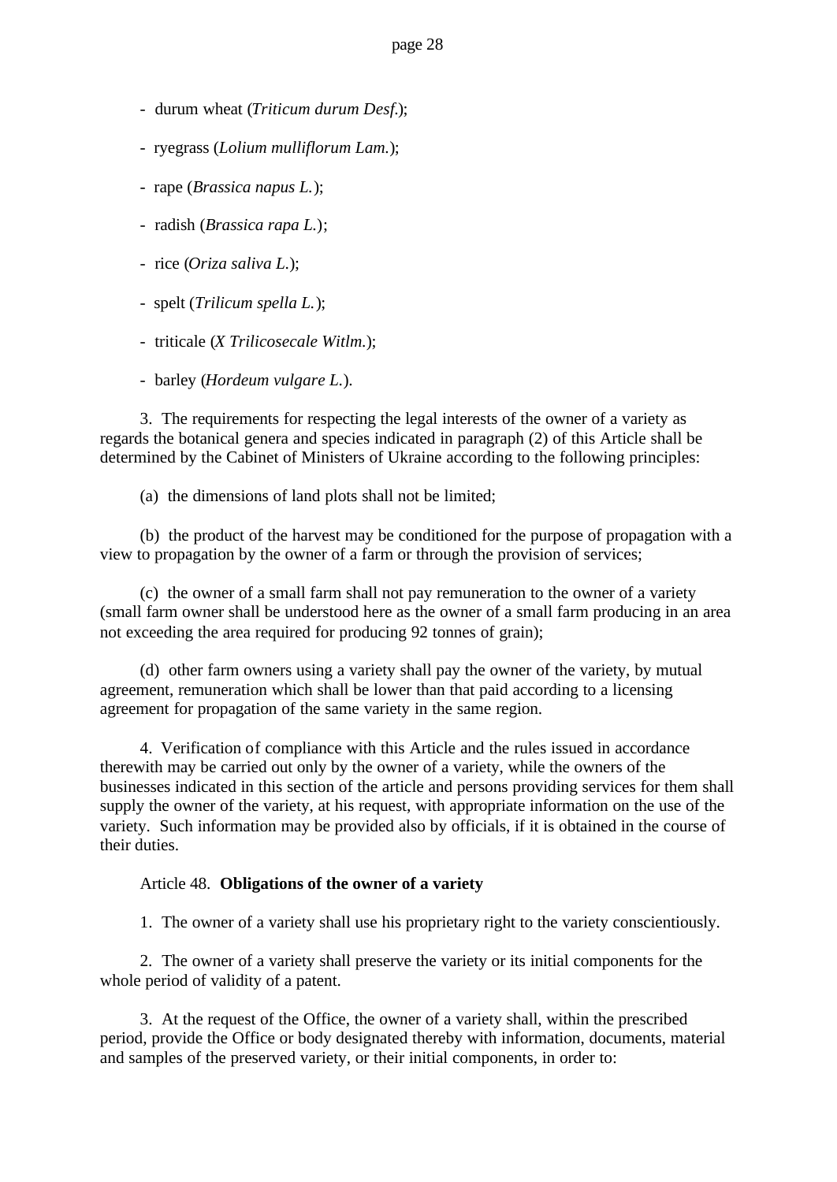- durum wheat (*Triticum durum Desf.*);

- ryegrass (*Lolium mulliflorum Lam.*);

- rape (*Brassica napus L.*);

- radish (*Brassica rapa L.*);

- rice (*Oriza saliva L.*);

- spelt (*Trilicum spella L.*);

- triticale (*X Trilicosecale Witlm.*);

- barley (*Hordeum vulgare L.*).

3. The requirements for respecting the legal interests of the owner of a variety as regards the botanical genera and species indicated in paragraph (2) of this Article shall be determined by the Cabinet of Ministers of Ukraine according to the following principles:

(a) the dimensions of land plots shall not be limited;

(b) the product of the harvest may be conditioned for the purpose of propagation with a view to propagation by the owner of a farm or through the provision of services;

(c) the owner of a small farm shall not pay remuneration to the owner of a variety (small farm owner shall be understood here as the owner of a small farm producing in an area not exceeding the area required for producing 92 tonnes of grain);

(d) other farm owners using a variety shall pay the owner of the variety, by mutual agreement, remuneration which shall be lower than that paid according to a licensing agreement for propagation of the same variety in the same region.

4. Verification of compliance with this Article and the rules issued in accordance therewith may be carried out only by the owner of a variety, while the owners of the businesses indicated in this section of the article and persons providing services for them shall supply the owner of the variety, at his request, with appropriate information on the use of the variety. Such information may be provided also by officials, if it is obtained in the course of their duties.

Article 48. **Obligations of the owner of a variety**

1. The owner of a variety shall use his proprietary right to the variety conscientiously.

2. The owner of a variety shall preserve the variety or its initial components for the whole period of validity of a patent.

3. At the request of the Office, the owner of a variety shall, within the prescribed period, provide the Office or body designated thereby with information, documents, material and samples of the preserved variety, or their initial components, in order to: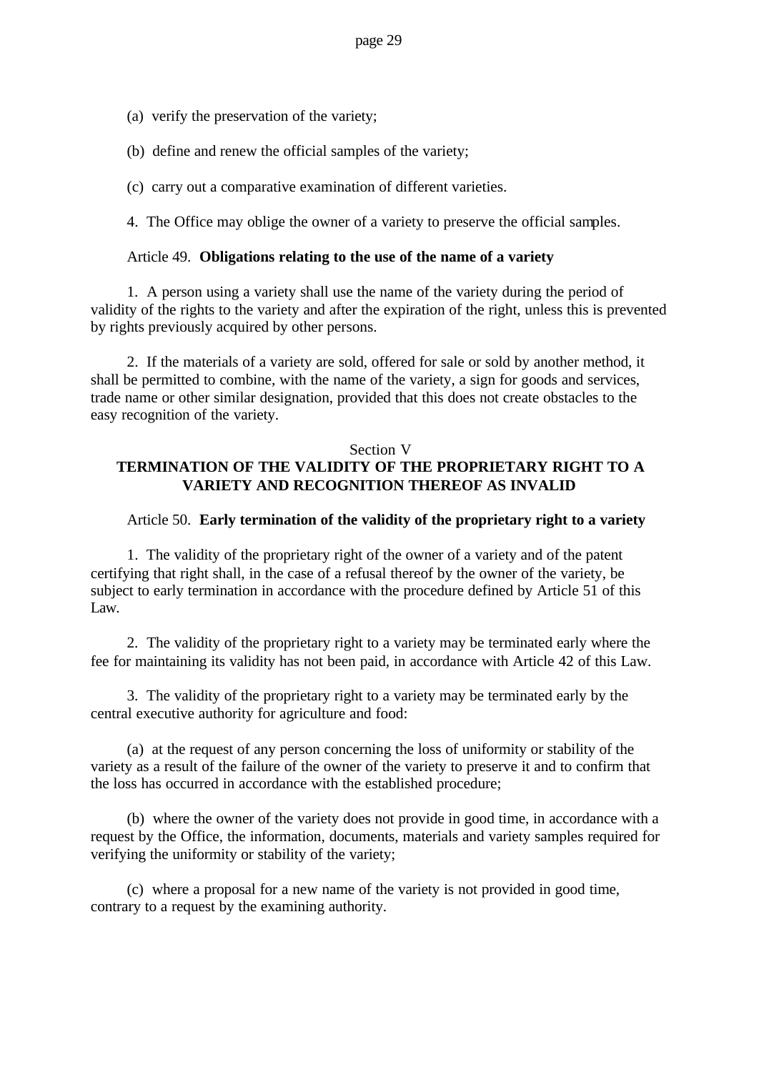(a) verify the preservation of the variety;

(b) define and renew the official samples of the variety;

(c) carry out a comparative examination of different varieties.

4. The Office may oblige the owner of a variety to preserve the official samples.

Article 49. **Obligations relating to the use of the name of a variety**

1. A person using a variety shall use the name of the variety during the period of validity of the rights to the variety and after the expiration of the right, unless this is prevented by rights previously acquired by other persons.

2. If the materials of a variety are sold, offered for sale or sold by another method, it shall be permitted to combine, with the name of the variety, a sign for goods and services, trade name or other similar designation, provided that this does not create obstacles to the easy recognition of the variety.

## Section V
## TERMINATION OF THE VALIDITY OF THE PROPRIETARY RIGHT TO A VARIETY AND RECOGNITION THEREOF AS INVALID

Article 50. **Early termination of the validity of the proprietary right to a variety**

1. The validity of the proprietary right of the owner of a variety and of the patent certifying that right shall, in the case of a refusal thereof by the owner of the variety, be subject to early termination in accordance with the procedure defined by Article 51 of this Law.

2. The validity of the proprietary right to a variety may be terminated early where the fee for maintaining its validity has not been paid, in accordance with Article 42 of this Law.

3. The validity of the proprietary right to a variety may be terminated early by the central executive authority for agriculture and food:

(a) at the request of any person concerning the loss of uniformity or stability of the variety as a result of the failure of the owner of the variety to preserve it and to confirm that the loss has occurred in accordance with the established procedure;

(b) where the owner of the variety does not provide in good time, in accordance with a request by the Office, the information, documents, materials and variety samples required for verifying the uniformity or stability of the variety;

(c) where a proposal for a new name of the variety is not provided in good time, contrary to a request by the examining authority.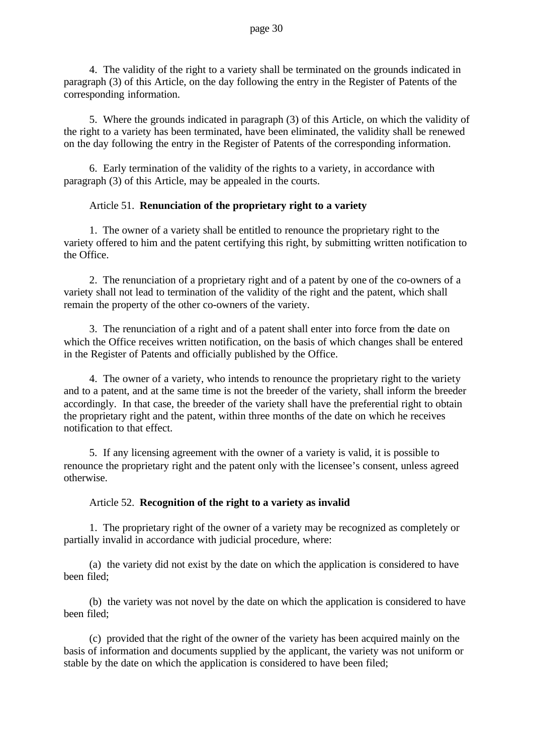4. The validity of the right to a variety shall be terminated on the grounds indicated in paragraph (3) of this Article, on the day following the entry in the Register of Patents of the corresponding information.

5. Where the grounds indicated in paragraph (3) of this Article, on which the validity of the right to a variety has been terminated, have been eliminated, the validity shall be renewed on the day following the entry in the Register of Patents of the corresponding information.

6. Early termination of the validity of the rights to a variety, in accordance with paragraph (3) of this Article, may be appealed in the courts.

Article 51. **Renunciation of the proprietary right to a variety**

1. The owner of a variety shall be entitled to renounce the proprietary right to the variety offered to him and the patent certifying this right, by submitting written notification to the Office.

2. The renunciation of a proprietary right and of a patent by one of the co-owners of a variety shall not lead to termination of the validity of the right and the patent, which shall remain the property of the other co-owners of the variety.

3. The renunciation of a right and of a patent shall enter into force from the date on which the Office receives written notification, on the basis of which changes shall be entered in the Register of Patents and officially published by the Office.

4. The owner of a variety, who intends to renounce the proprietary right to the variety and to a patent, and at the same time is not the breeder of the variety, shall inform the breeder accordingly. In that case, the breeder of the variety shall have the preferential right to obtain the proprietary right and the patent, within three months of the date on which he receives notification to that effect.

5. If any licensing agreement with the owner of a variety is valid, it is possible to renounce the proprietary right and the patent only with the licensee's consent, unless agreed otherwise.

Article 52. **Recognition of the right to a variety as invalid**

1. The proprietary right of the owner of a variety may be recognized as completely or partially invalid in accordance with judicial procedure, where:

(a) the variety did not exist by the date on which the application is considered to have been filed;

(b) the variety was not novel by the date on which the application is considered to have been filed;

(c) provided that the right of the owner of the variety has been acquired mainly on the basis of information and documents supplied by the applicant, the variety was not uniform or stable by the date on which the application is considered to have been filed;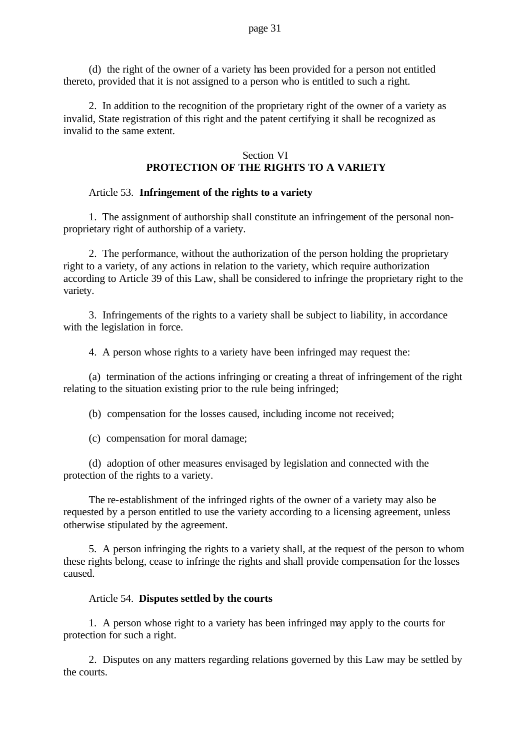(d) the right of the owner of a variety has been provided for a person not entitled thereto, provided that it is not assigned to a person who is entitled to such a right.

2. In addition to the recognition of the proprietary right of the owner of a variety as invalid, State registration of this right and the patent certifying it shall be recognized as invalid to the same extent.

## Section VI
## PROTECTION OF THE RIGHTS TO A VARIETY

### Article 53. **Infringement of the rights to a variety**

1. The assignment of authorship shall constitute an infringement of the personal non-proprietary right of authorship of a variety.

2. The performance, without the authorization of the person holding the proprietary right to a variety, of any actions in relation to the variety, which require authorization according to Article 39 of this Law, shall be considered to infringe the proprietary right to the variety.

3. Infringements of the rights to a variety shall be subject to liability, in accordance with the legislation in force.

4. A person whose rights to a variety have been infringed may request the:

(a) termination of the actions infringing or creating a threat of infringement of the right relating to the situation existing prior to the rule being infringed;

(b) compensation for the losses caused, including income not received;

(c) compensation for moral damage;

(d) adoption of other measures envisaged by legislation and connected with the protection of the rights to a variety.

The re-establishment of the infringed rights of the owner of a variety may also be requested by a person entitled to use the variety according to a licensing agreement, unless otherwise stipulated by the agreement.

5. A person infringing the rights to a variety shall, at the request of the person to whom these rights belong, cease to infringe the rights and shall provide compensation for the losses caused.

### Article 54. **Disputes settled by the courts**

1. A person whose right to a variety has been infringed may apply to the courts for protection for such a right.

2. Disputes on any matters regarding relations governed by this Law may be settled by the courts.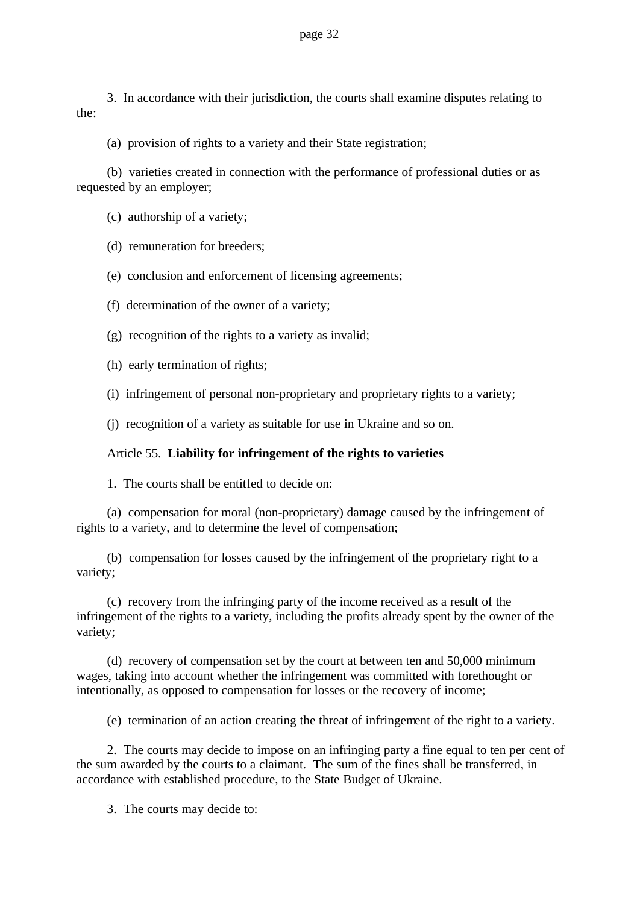3. In accordance with their jurisdiction, the courts shall examine disputes relating to the:

(a) provision of rights to a variety and their State registration;

(b) varieties created in connection with the performance of professional duties or as requested by an employer;

(c) authorship of a variety;

(d) remuneration for breeders;

(e) conclusion and enforcement of licensing agreements;

(f) determination of the owner of a variety;

(g) recognition of the rights to a variety as invalid;

(h) early termination of rights;

(i) infringement of personal non-proprietary and proprietary rights to a variety;

(j) recognition of a variety as suitable for use in Ukraine and so on.

Article 55. **Liability for infringement of the rights to varieties**

1. The courts shall be entitled to decide on:

(a) compensation for moral (non-proprietary) damage caused by the infringement of rights to a variety, and to determine the level of compensation;

(b) compensation for losses caused by the infringement of the proprietary right to a variety;

(c) recovery from the infringing party of the income received as a result of the infringement of the rights to a variety, including the profits already spent by the owner of the variety;

(d) recovery of compensation set by the court at between ten and 50,000 minimum wages, taking into account whether the infringement was committed with forethought or intentionally, as opposed to compensation for losses or the recovery of income;

(e) termination of an action creating the threat of infringement of the right to a variety.

2. The courts may decide to impose on an infringing party a fine equal to ten per cent of the sum awarded by the courts to a claimant. The sum of the fines shall be transferred, in accordance with established procedure, to the State Budget of Ukraine.

3. The courts may decide to: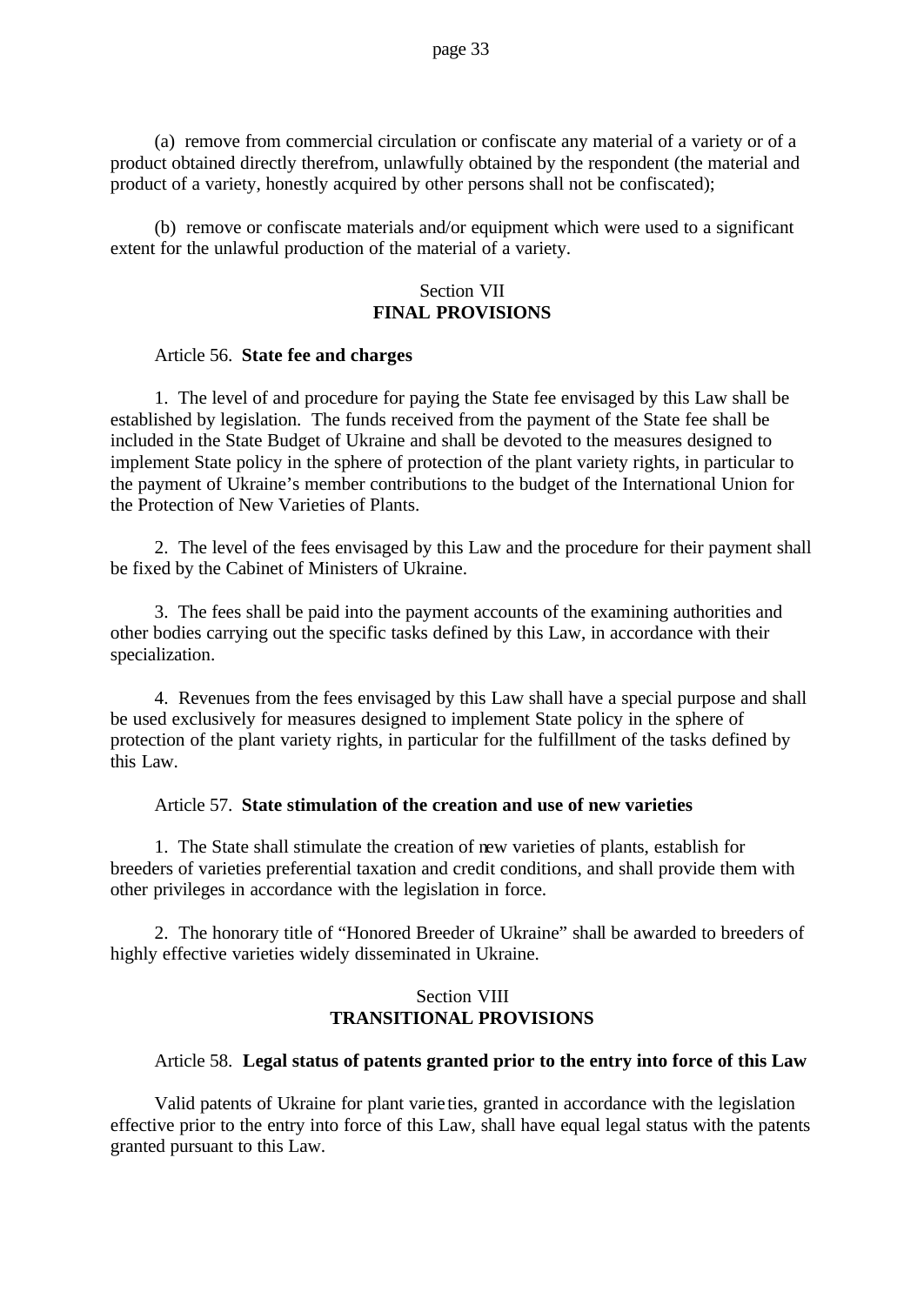(a) remove from commercial circulation or confiscate any material of a variety or of a product obtained directly therefrom, unlawfully obtained by the respondent (the material and product of a variety, honestly acquired by other persons shall not be confiscated);

(b) remove or confiscate materials and/or equipment which were used to a significant extent for the unlawful production of the material of a variety.

## Section VII
## FINAL PROVISIONS

### Article 56. **State fee and charges**

1. The level of and procedure for paying the State fee envisaged by this Law shall be established by legislation. The funds received from the payment of the State fee shall be included in the State Budget of Ukraine and shall be devoted to the measures designed to implement State policy in the sphere of protection of the plant variety rights, in particular to the payment of Ukraine's member contributions to the budget of the International Union for the Protection of New Varieties of Plants.

2. The level of the fees envisaged by this Law and the procedure for their payment shall be fixed by the Cabinet of Ministers of Ukraine.

3. The fees shall be paid into the payment accounts of the examining authorities and other bodies carrying out the specific tasks defined by this Law, in accordance with their specialization.

4. Revenues from the fees envisaged by this Law shall have a special purpose and shall be used exclusively for measures designed to implement State policy in the sphere of protection of the plant variety rights, in particular for the fulfillment of the tasks defined by this Law.

### Article 57. **State stimulation of the creation and use of new varieties**

1. The State shall stimulate the creation of new varieties of plants, establish for breeders of varieties preferential taxation and credit conditions, and shall provide them with other privileges in accordance with the legislation in force.

2. The honorary title of "Honored Breeder of Ukraine" shall be awarded to breeders of highly effective varieties widely disseminated in Ukraine.

## Section VIII
## TRANSITIONAL PROVISIONS

### Article 58. **Legal status of patents granted prior to the entry into force of this Law**

Valid patents of Ukraine for plant varieties, granted in accordance with the legislation effective prior to the entry into force of this Law, shall have equal legal status with the patents granted pursuant to this Law.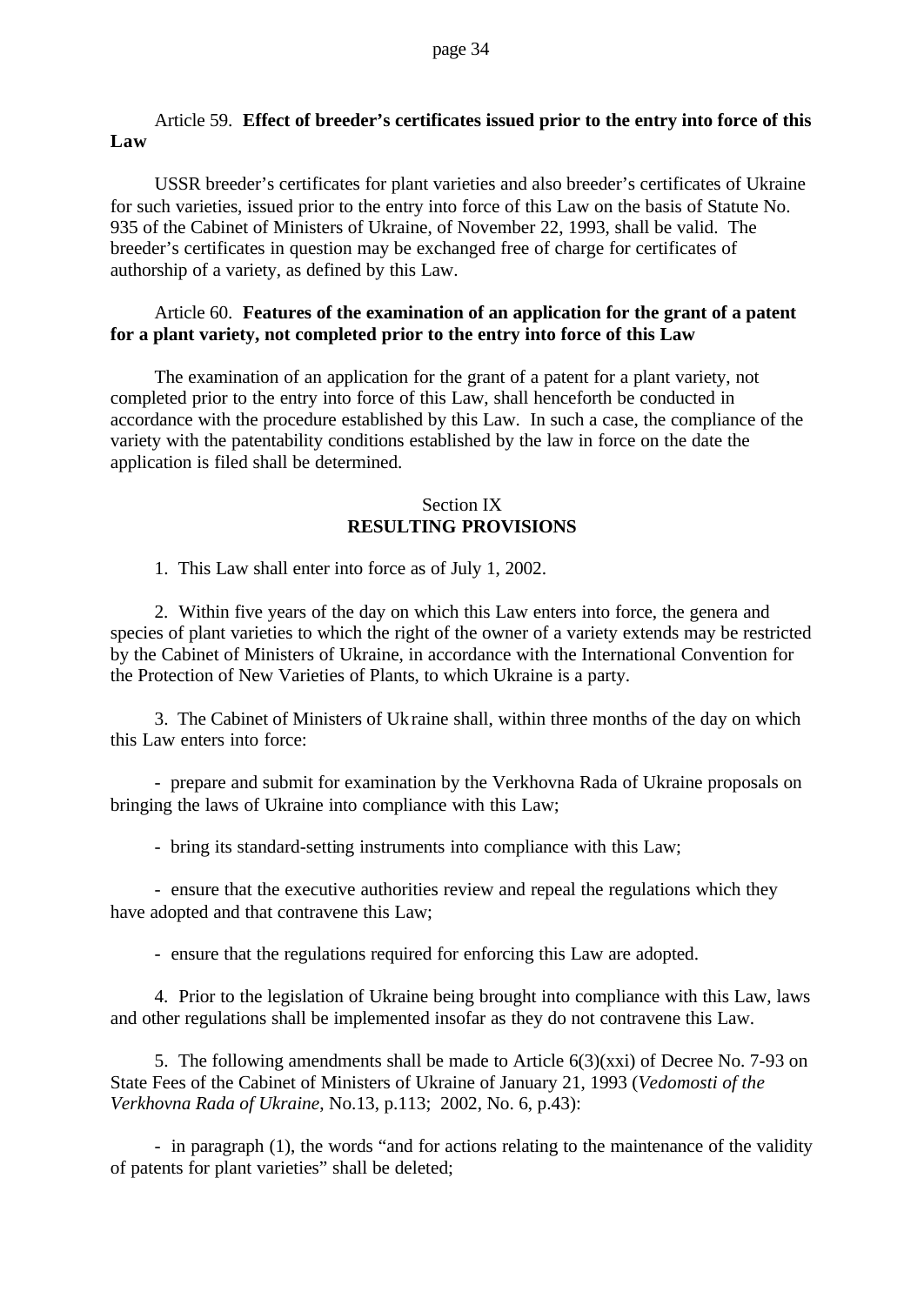Article 59. **Effect of breeder's certificates issued prior to the entry into force of this Law**

USSR breeder's certificates for plant varieties and also breeder's certificates of Ukraine for such varieties, issued prior to the entry into force of this Law on the basis of Statute No. 935 of the Cabinet of Ministers of Ukraine, of November 22, 1993, shall be valid. The breeder's certificates in question may be exchanged free of charge for certificates of authorship of a variety, as defined by this Law.

Article 60. **Features of the examination of an application for the grant of a patent for a plant variety, not completed prior to the entry into force of this Law**

The examination of an application for the grant of a patent for a plant variety, not completed prior to the entry into force of this Law, shall henceforth be conducted in accordance with the procedure established by this Law. In such a case, the compliance of the variety with the patentability conditions established by the law in force on the date the application is filed shall be determined.

## Section IX
## RESULTING PROVISIONS

1. This Law shall enter into force as of July 1, 2002.

2. Within five years of the day on which this Law enters into force, the genera and species of plant varieties to which the right of the owner of a variety extends may be restricted by the Cabinet of Ministers of Ukraine, in accordance with the International Convention for the Protection of New Varieties of Plants, to which Ukraine is a party.

3. The Cabinet of Ministers of Ukraine shall, within three months of the day on which this Law enters into force:

- prepare and submit for examination by the Verkhovna Rada of Ukraine proposals on bringing the laws of Ukraine into compliance with this Law;

- bring its standard-setting instruments into compliance with this Law;

- ensure that the executive authorities review and repeal the regulations which they have adopted and that contravene this Law;

- ensure that the regulations required for enforcing this Law are adopted.

4. Prior to the legislation of Ukraine being brought into compliance with this Law, laws and other regulations shall be implemented insofar as they do not contravene this Law.

5. The following amendments shall be made to Article 6(3)(xxi) of Decree No. 7-93 on State Fees of the Cabinet of Ministers of Ukraine of January 21, 1993 (*Vedomosti of the Verkhovna Rada of Ukraine*, No.13, p.113; 2002, No. 6, p.43):

- in paragraph (1), the words "and for actions relating to the maintenance of the validity of patents for plant varieties" shall be deleted;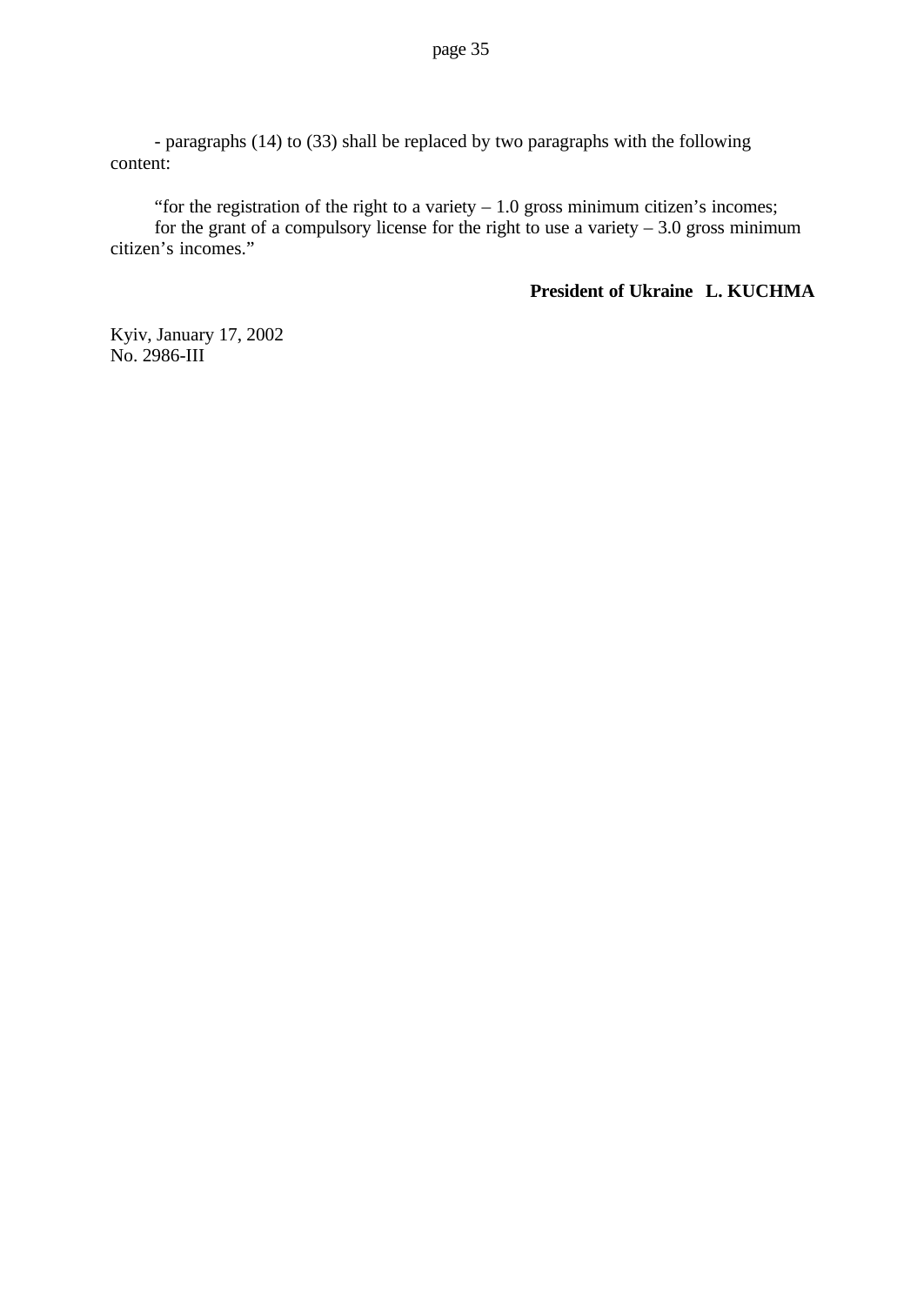- paragraphs (14) to (33) shall be replaced by two paragraphs with the following content:

"for the registration of the right to a variety – 1.0 gross minimum citizen's incomes;
for the grant of a compulsory license for the right to use a variety – 3.0 gross minimum citizen's incomes."

**President of Ukraine L. KUCHMA**

Kyiv, January 17, 2002
No. 2986-III